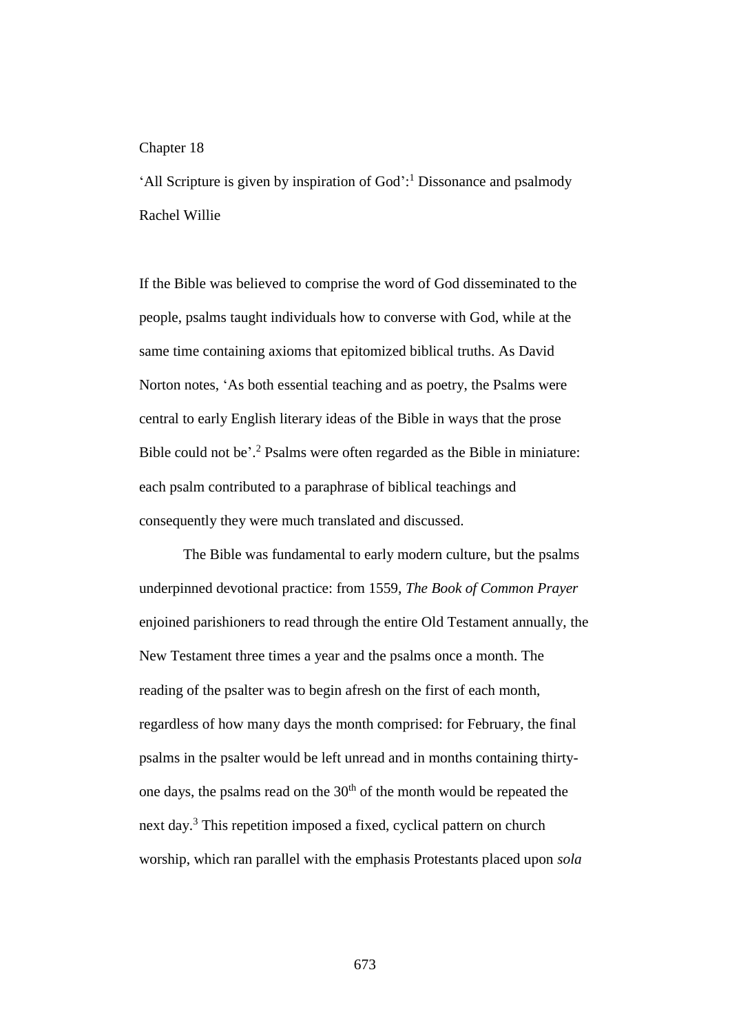Chapter 18

# 'All Scripture is given by inspiration of God':[1] Dissonance and psalmody

Rachel Willie

If the Bible was believed to comprise the word of God disseminated to the people, psalms taught individuals how to converse with God, while at the same time containing axioms that epitomized biblical truths. As David Norton notes, 'As both essential teaching and as poetry, the Psalms were central to early English literary ideas of the Bible in ways that the prose Bible could not be'.[2] Psalms were often regarded as the Bible in miniature: each psalm contributed to a paraphrase of biblical teachings and consequently they were much translated and discussed.

The Bible was fundamental to early modern culture, but the psalms underpinned devotional practice: from 1559, *The Book of Common Prayer* enjoined parishioners to read through the entire Old Testament annually, the New Testament three times a year and the psalms once a month. The reading of the psalter was to begin afresh on the first of each month, regardless of how many days the month comprised: for February, the final psalms in the psalter would be left unread and in months containing thirty-one days, the psalms read on the 30th of the month would be repeated the next day.[3] This repetition imposed a fixed, cyclical pattern on church worship, which ran parallel with the emphasis Protestants placed upon *sola*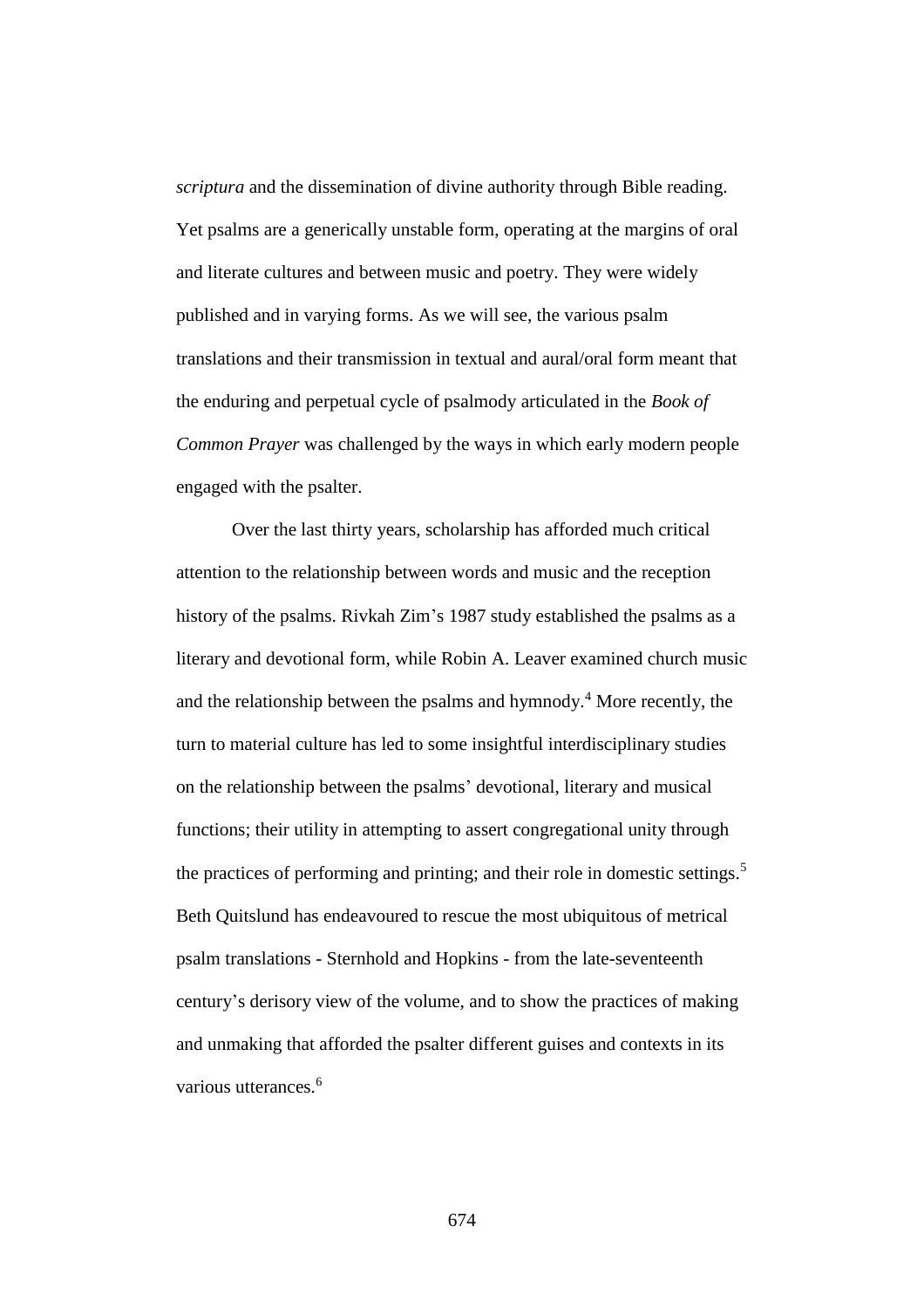*scriptura* and the dissemination of divine authority through Bible reading. Yet psalms are a generically unstable form, operating at the margins of oral and literate cultures and between music and poetry. They were widely published and in varying forms. As we will see, the various psalm translations and their transmission in textual and aural/oral form meant that the enduring and perpetual cycle of psalmody articulated in the *Book of Common Prayer* was challenged by the ways in which early modern people engaged with the psalter.

Over the last thirty years, scholarship has afforded much critical attention to the relationship between words and music and the reception history of the psalms. Rivkah Zim's 1987 study established the psalms as a literary and devotional form, while Robin A. Leaver examined church music and the relationship between the psalms and hymnody.[4] More recently, the turn to material culture has led to some insightful interdisciplinary studies on the relationship between the psalms' devotional, literary and musical functions; their utility in attempting to assert congregational unity through the practices of performing and printing; and their role in domestic settings.[5] Beth Quitslund has endeavoured to rescue the most ubiquitous of metrical psalm translations - Sternhold and Hopkins - from the late-seventeenth century's derisory view of the volume, and to show the practices of making and unmaking that afforded the psalter different guises and contexts in its various utterances.[6]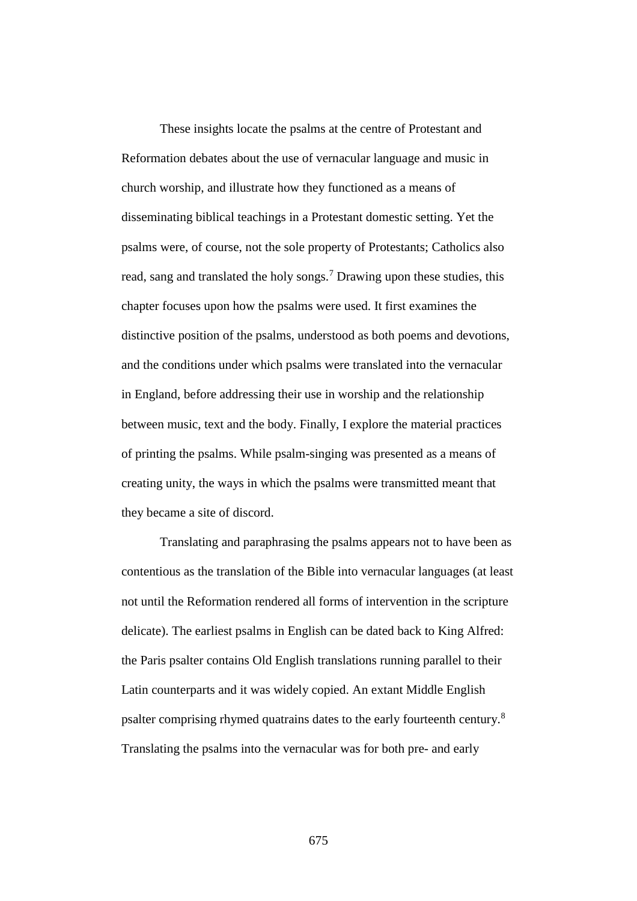These insights locate the psalms at the centre of Protestant and Reformation debates about the use of vernacular language and music in church worship, and illustrate how they functioned as a means of disseminating biblical teachings in a Protestant domestic setting. Yet the psalms were, of course, not the sole property of Protestants; Catholics also read, sang and translated the holy songs.[7] Drawing upon these studies, this chapter focuses upon how the psalms were used. It first examines the distinctive position of the psalms, understood as both poems and devotions, and the conditions under which psalms were translated into the vernacular in England, before addressing their use in worship and the relationship between music, text and the body. Finally, I explore the material practices of printing the psalms. While psalm-singing was presented as a means of creating unity, the ways in which the psalms were transmitted meant that they became a site of discord.

Translating and paraphrasing the psalms appears not to have been as contentious as the translation of the Bible into vernacular languages (at least not until the Reformation rendered all forms of intervention in the scripture delicate). The earliest psalms in English can be dated back to King Alfred: the Paris psalter contains Old English translations running parallel to their Latin counterparts and it was widely copied. An extant Middle English psalter comprising rhymed quatrains dates to the early fourteenth century.[8] Translating the psalms into the vernacular was for both pre- and early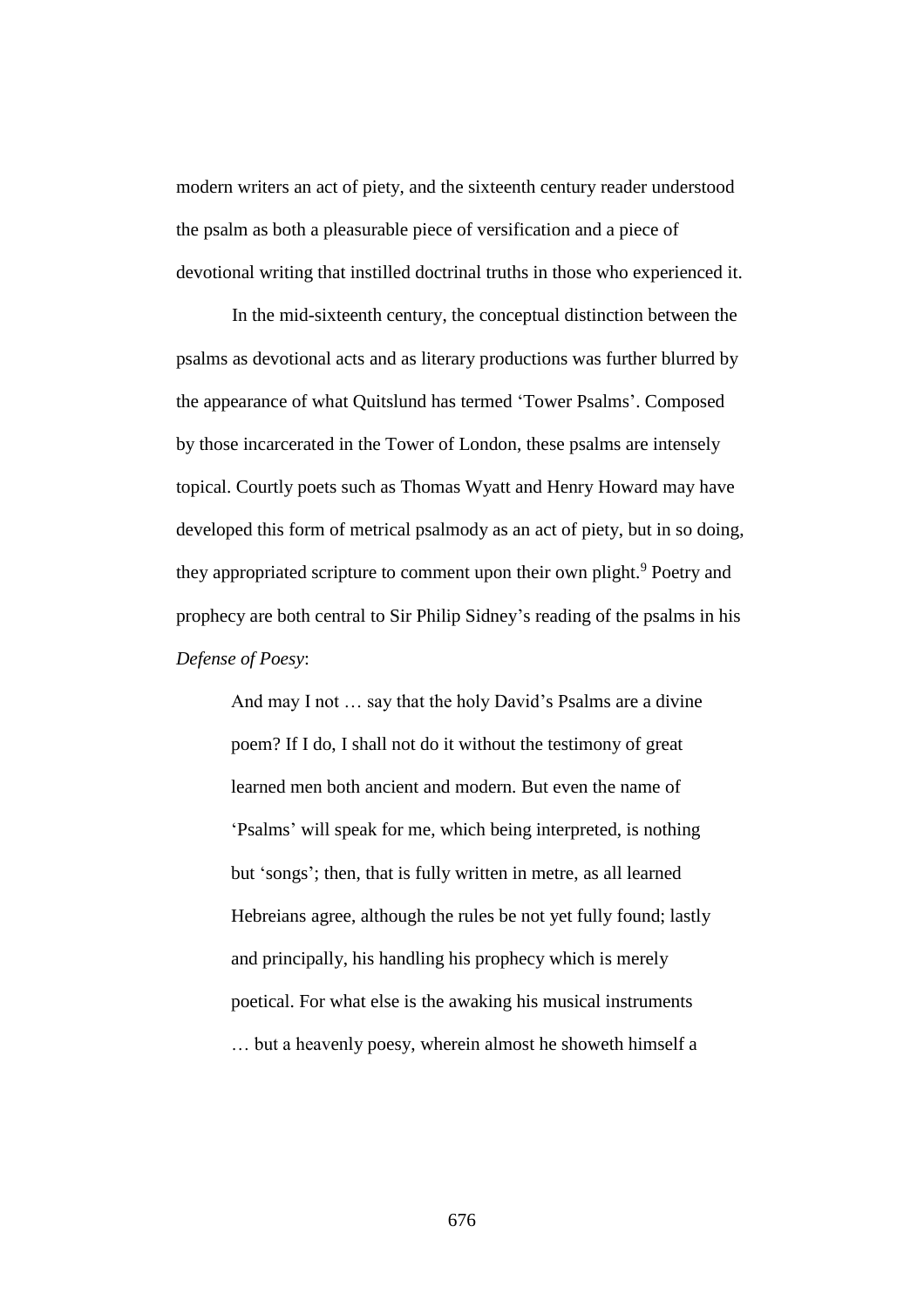modern writers an act of piety, and the sixteenth century reader understood the psalm as both a pleasurable piece of versification and a piece of devotional writing that instilled doctrinal truths in those who experienced it.

In the mid-sixteenth century, the conceptual distinction between the psalms as devotional acts and as literary productions was further blurred by the appearance of what Quitslund has termed 'Tower Psalms'. Composed by those incarcerated in the Tower of London, these psalms are intensely topical. Courtly poets such as Thomas Wyatt and Henry Howard may have developed this form of metrical psalmody as an act of piety, but in so doing, they appropriated scripture to comment upon their own plight.[9] Poetry and prophecy are both central to Sir Philip Sidney's reading of the psalms in his *Defense of Poesy*:

> And may I not … say that the holy David's Psalms are a divine poem? If I do, I shall not do it without the testimony of great learned men both ancient and modern. But even the name of 'Psalms' will speak for me, which being interpreted, is nothing but 'songs'; then, that is fully written in metre, as all learned Hebreians agree, although the rules be not yet fully found; lastly and principally, his handling his prophecy which is merely poetical. For what else is the awaking his musical instruments … but a heavenly poesy, wherein almost he showeth himself a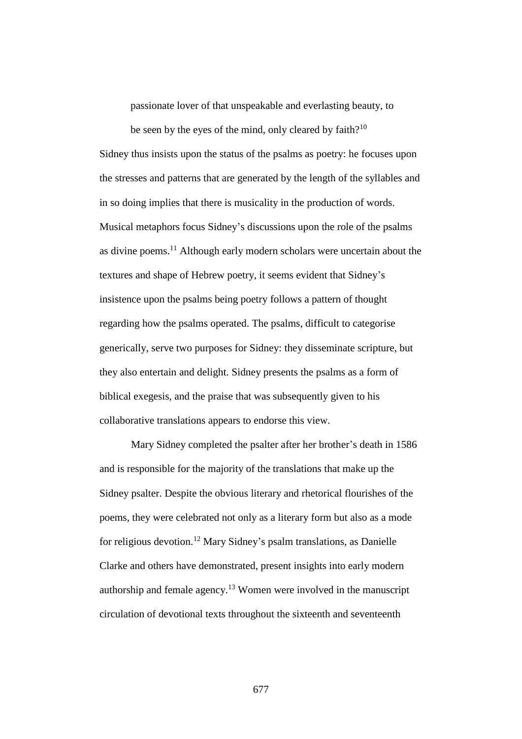> passionate lover of that unspeakable and everlasting beauty, to
> be seen by the eyes of the mind, only cleared by faith?[10]

Sidney thus insists upon the status of the psalms as poetry: he focuses upon the stresses and patterns that are generated by the length of the syllables and in so doing implies that there is musicality in the production of words. Musical metaphors focus Sidney's discussions upon the role of the psalms as divine poems.[11] Although early modern scholars were uncertain about the textures and shape of Hebrew poetry, it seems evident that Sidney's insistence upon the psalms being poetry follows a pattern of thought regarding how the psalms operated. The psalms, difficult to categorise generically, serve two purposes for Sidney: they disseminate scripture, but they also entertain and delight. Sidney presents the psalms as a form of biblical exegesis, and the praise that was subsequently given to his collaborative translations appears to endorse this view.

Mary Sidney completed the psalter after her brother's death in 1586 and is responsible for the majority of the translations that make up the Sidney psalter. Despite the obvious literary and rhetorical flourishes of the poems, they were celebrated not only as a literary form but also as a mode for religious devotion.[12] Mary Sidney's psalm translations, as Danielle Clarke and others have demonstrated, present insights into early modern authorship and female agency.[13] Women were involved in the manuscript circulation of devotional texts throughout the sixteenth and seventeenth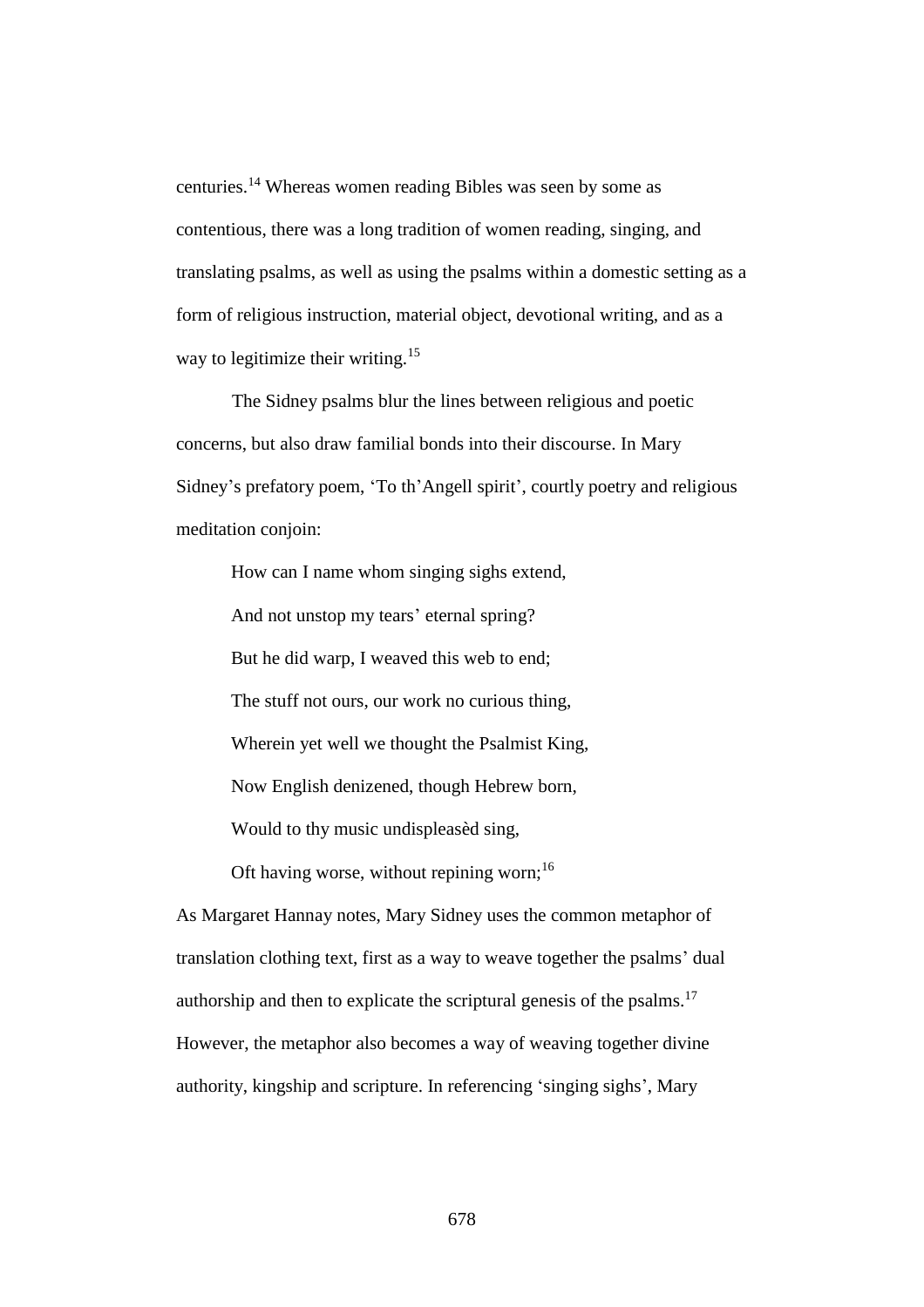centuries.[14] Whereas women reading Bibles was seen by some as contentious, there was a long tradition of women reading, singing, and translating psalms, as well as using the psalms within a domestic setting as a form of religious instruction, material object, devotional writing, and as a way to legitimize their writing.[15]

The Sidney psalms blur the lines between religious and poetic concerns, but also draw familial bonds into their discourse. In Mary Sidney's prefatory poem, 'To th'Angell spirit', courtly poetry and religious meditation conjoin:

> How can I name whom singing sighs extend,
> And not unstop my tears' eternal spring?
> But he did warp, I weaved this web to end;
> The stuff not ours, our work no curious thing,
> Wherein yet well we thought the Psalmist King,
> Now English denizened, though Hebrew born,
> Would to thy music undispleasèd sing,
> Oft having worse, without repining worn;[16]

As Margaret Hannay notes, Mary Sidney uses the common metaphor of translation clothing text, first as a way to weave together the psalms' dual authorship and then to explicate the scriptural genesis of the psalms.[17] However, the metaphor also becomes a way of weaving together divine authority, kingship and scripture. In referencing 'singing sighs', Mary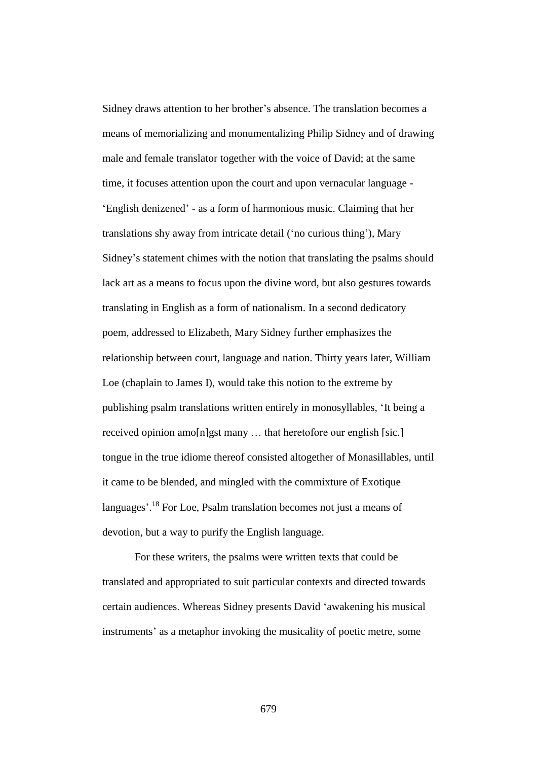Sidney draws attention to her brother's absence. The translation becomes a means of memorializing and monumentalizing Philip Sidney and of drawing male and female translator together with the voice of David; at the same time, it focuses attention upon the court and upon vernacular language - 'English denizened' - as a form of harmonious music. Claiming that her translations shy away from intricate detail ('no curious thing'), Mary Sidney's statement chimes with the notion that translating the psalms should lack art as a means to focus upon the divine word, but also gestures towards translating in English as a form of nationalism. In a second dedicatory poem, addressed to Elizabeth, Mary Sidney further emphasizes the relationship between court, language and nation. Thirty years later, William Loe (chaplain to James I), would take this notion to the extreme by publishing psalm translations written entirely in monosyllables, 'It being a received opinion amo[n]gst many … that heretofore our english [sic.] tongue in the true idiome thereof consisted altogether of Monasillables, until it came to be blended, and mingled with the commixture of Exotique languages'.[18] For Loe, Psalm translation becomes not just a means of devotion, but a way to purify the English language.

For these writers, the psalms were written texts that could be translated and appropriated to suit particular contexts and directed towards certain audiences. Whereas Sidney presents David 'awakening his musical instruments' as a metaphor invoking the musicality of poetic metre, some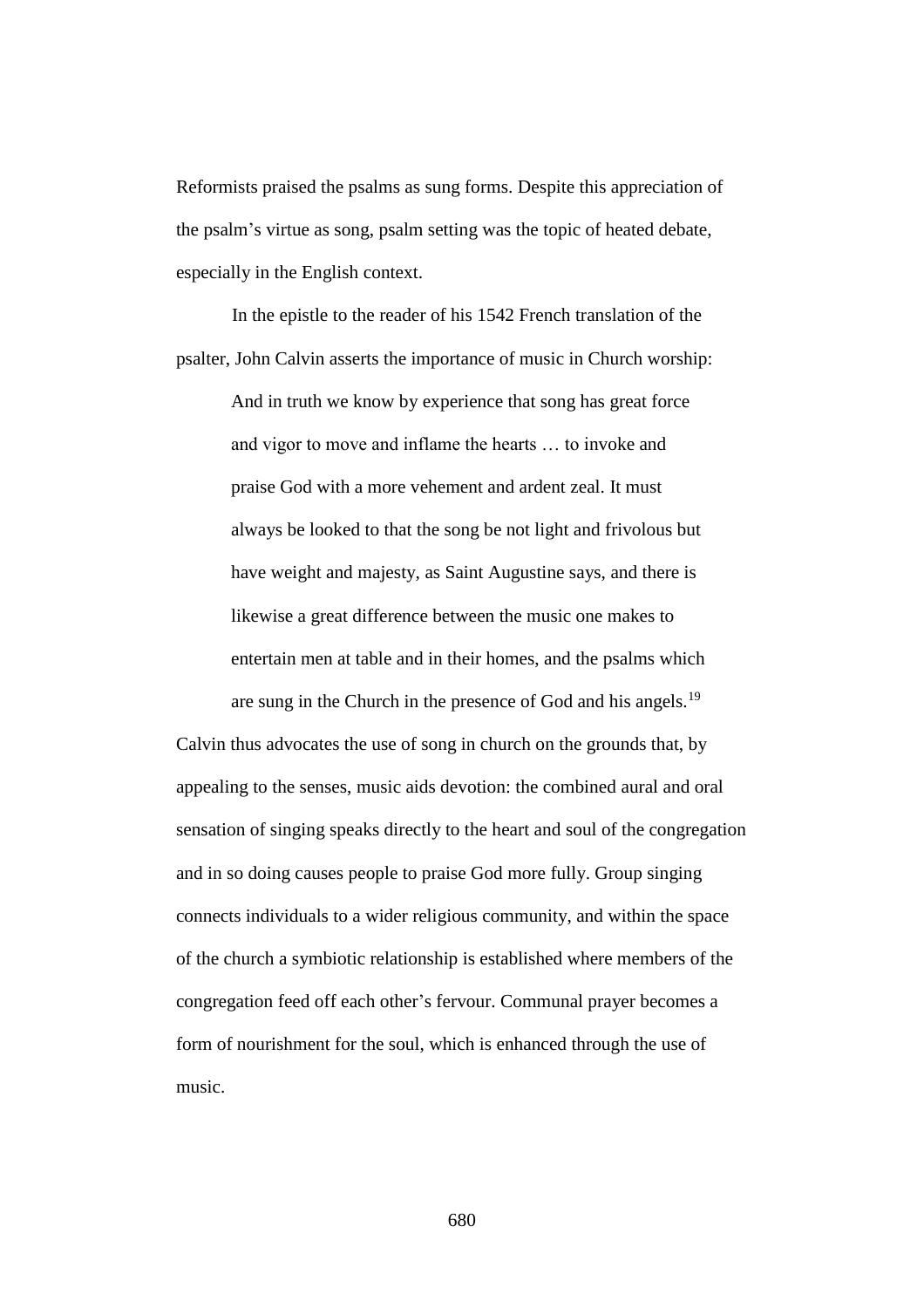Reformists praised the psalms as sung forms. Despite this appreciation of the psalm's virtue as song, psalm setting was the topic of heated debate, especially in the English context.

In the epistle to the reader of his 1542 French translation of the psalter, John Calvin asserts the importance of music in Church worship:

> And in truth we know by experience that song has great force and vigor to move and inflame the hearts … to invoke and praise God with a more vehement and ardent zeal. It must always be looked to that the song be not light and frivolous but have weight and majesty, as Saint Augustine says, and there is likewise a great difference between the music one makes to entertain men at table and in their homes, and the psalms which are sung in the Church in the presence of God and his angels.[19]

Calvin thus advocates the use of song in church on the grounds that, by appealing to the senses, music aids devotion: the combined aural and oral sensation of singing speaks directly to the heart and soul of the congregation and in so doing causes people to praise God more fully. Group singing connects individuals to a wider religious community, and within the space of the church a symbiotic relationship is established where members of the congregation feed off each other's fervour. Communal prayer becomes a form of nourishment for the soul, which is enhanced through the use of music.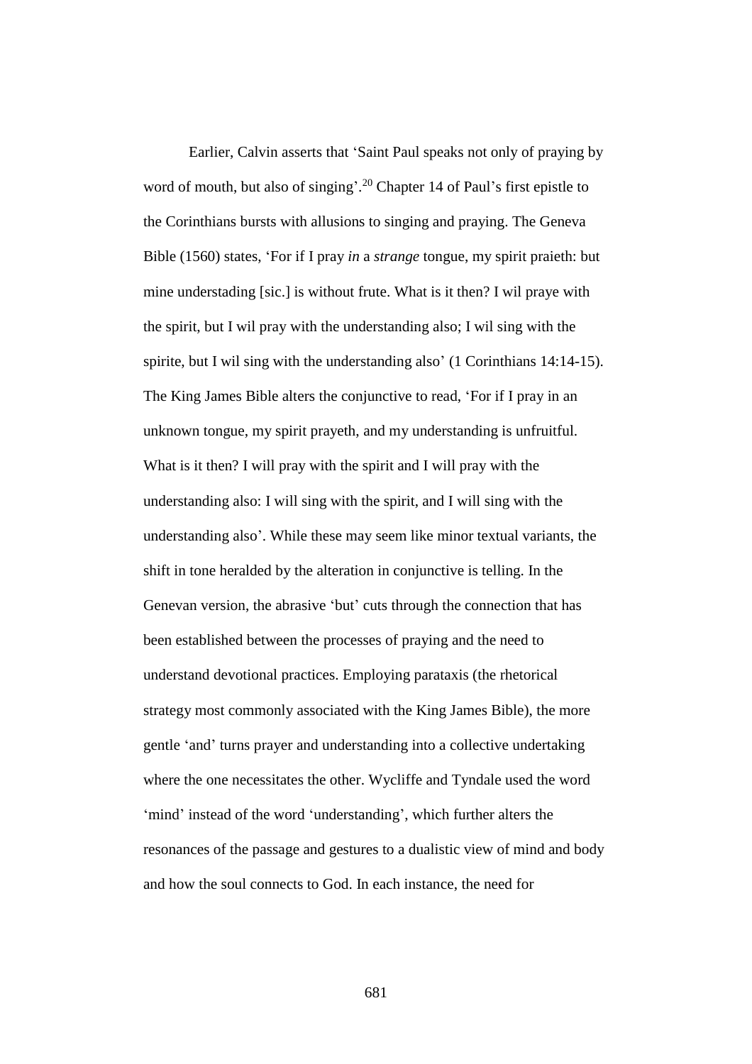Earlier, Calvin asserts that 'Saint Paul speaks not only of praying by word of mouth, but also of singing'.[20] Chapter 14 of Paul's first epistle to the Corinthians bursts with allusions to singing and praying. The Geneva Bible (1560) states, 'For if I pray *in* a *strange* tongue, my spirit praieth: but mine understading [sic.] is without frute. What is it then? I wil praye with the spirit, but I wil pray with the understanding also; I wil sing with the spirite, but I wil sing with the understanding also' (1 Corinthians 14:14-15). The King James Bible alters the conjunctive to read, 'For if I pray in an unknown tongue, my spirit prayeth, and my understanding is unfruitful. What is it then? I will pray with the spirit and I will pray with the understanding also: I will sing with the spirit, and I will sing with the understanding also'. While these may seem like minor textual variants, the shift in tone heralded by the alteration in conjunctive is telling. In the Genevan version, the abrasive 'but' cuts through the connection that has been established between the processes of praying and the need to understand devotional practices. Employing parataxis (the rhetorical strategy most commonly associated with the King James Bible), the more gentle 'and' turns prayer and understanding into a collective undertaking where the one necessitates the other. Wycliffe and Tyndale used the word 'mind' instead of the word 'understanding', which further alters the resonances of the passage and gestures to a dualistic view of mind and body and how the soul connects to God. In each instance, the need for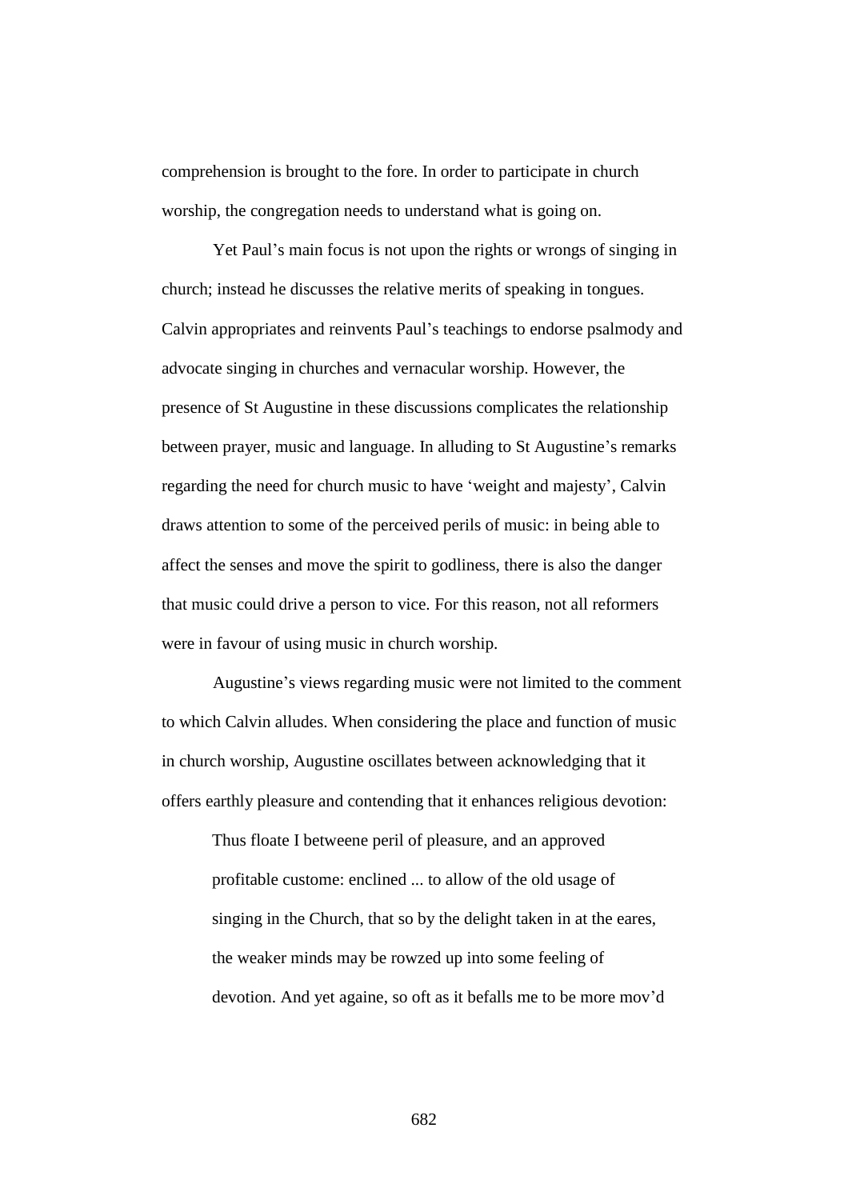comprehension is brought to the fore. In order to participate in church worship, the congregation needs to understand what is going on.

Yet Paul's main focus is not upon the rights or wrongs of singing in church; instead he discusses the relative merits of speaking in tongues. Calvin appropriates and reinvents Paul's teachings to endorse psalmody and advocate singing in churches and vernacular worship. However, the presence of St Augustine in these discussions complicates the relationship between prayer, music and language. In alluding to St Augustine's remarks regarding the need for church music to have 'weight and majesty', Calvin draws attention to some of the perceived perils of music: in being able to affect the senses and move the spirit to godliness, there is also the danger that music could drive a person to vice. For this reason, not all reformers were in favour of using music in church worship.

Augustine's views regarding music were not limited to the comment to which Calvin alludes. When considering the place and function of music in church worship, Augustine oscillates between acknowledging that it offers earthly pleasure and contending that it enhances religious devotion:

> Thus floate I betweene peril of pleasure, and an approved profitable custome: enclined ... to allow of the old usage of singing in the Church, that so by the delight taken in at the eares, the weaker minds may be rowzed up into some feeling of devotion. And yet againe, so oft as it befalls me to be more mov'd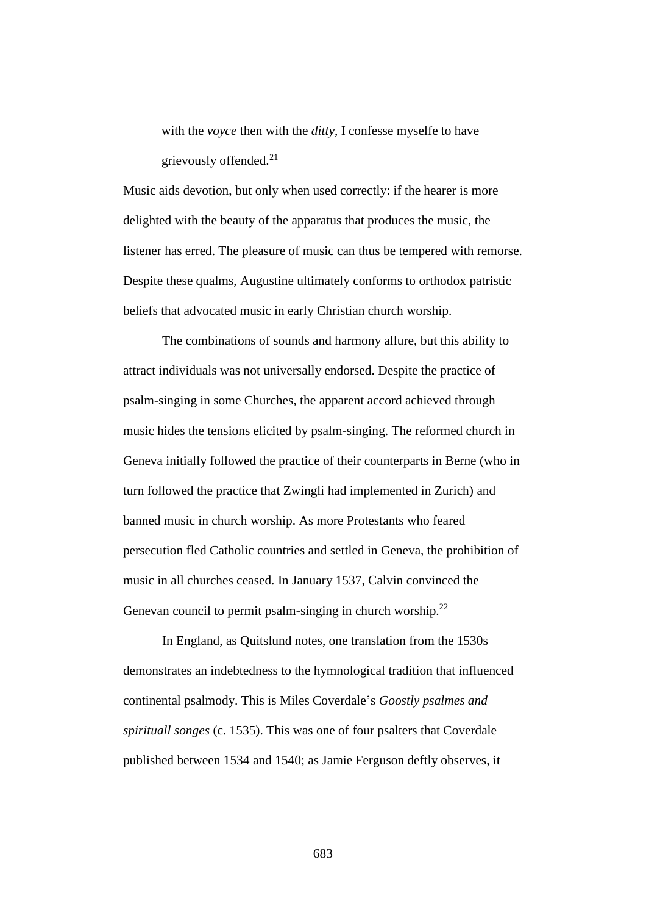> with the *voyce* then with the *ditty*, I confesse myselfe to have grievously offended.[21]

Music aids devotion, but only when used correctly: if the hearer is more delighted with the beauty of the apparatus that produces the music, the listener has erred. The pleasure of music can thus be tempered with remorse. Despite these qualms, Augustine ultimately conforms to orthodox patristic beliefs that advocated music in early Christian church worship.

The combinations of sounds and harmony allure, but this ability to attract individuals was not universally endorsed. Despite the practice of psalm-singing in some Churches, the apparent accord achieved through music hides the tensions elicited by psalm-singing. The reformed church in Geneva initially followed the practice of their counterparts in Berne (who in turn followed the practice that Zwingli had implemented in Zurich) and banned music in church worship. As more Protestants who feared persecution fled Catholic countries and settled in Geneva, the prohibition of music in all churches ceased. In January 1537, Calvin convinced the Genevan council to permit psalm-singing in church worship.[22]

In England, as Quitslund notes, one translation from the 1530s demonstrates an indebtedness to the hymnological tradition that influenced continental psalmody. This is Miles Coverdale's *Goostly psalmes and spirituall songes* (c. 1535). This was one of four psalters that Coverdale published between 1534 and 1540; as Jamie Ferguson deftly observes, it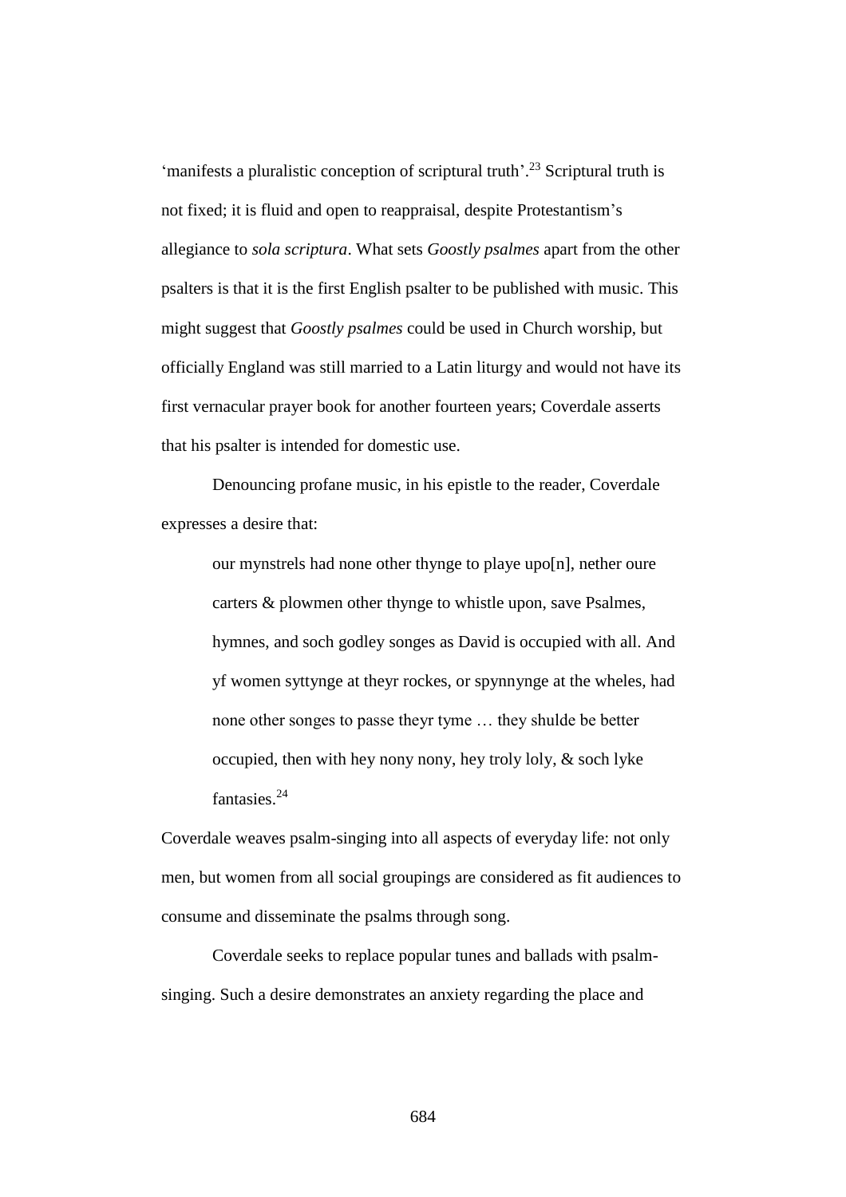'manifests a pluralistic conception of scriptural truth'.[23] Scriptural truth is not fixed; it is fluid and open to reappraisal, despite Protestantism's allegiance to *sola scriptura*. What sets *Goostly psalmes* apart from the other psalters is that it is the first English psalter to be published with music. This might suggest that *Goostly psalmes* could be used in Church worship, but officially England was still married to a Latin liturgy and would not have its first vernacular prayer book for another fourteen years; Coverdale asserts that his psalter is intended for domestic use.

Denouncing profane music, in his epistle to the reader, Coverdale expresses a desire that:

> our mynstrels had none other thynge to playe upo[n], nether oure carters & plowmen other thynge to whistle upon, save Psalmes, hymnes, and soch godley songes as David is occupied with all. And yf women syttynge at theyr rockes, or spynnynge at the wheles, had none other songes to passe theyr tyme … they shulde be better occupied, then with hey nony nony, hey troly loly, & soch lyke fantasies.[24]

Coverdale weaves psalm-singing into all aspects of everyday life: not only men, but women from all social groupings are considered as fit audiences to consume and disseminate the psalms through song.

Coverdale seeks to replace popular tunes and ballads with psalm-singing. Such a desire demonstrates an anxiety regarding the place and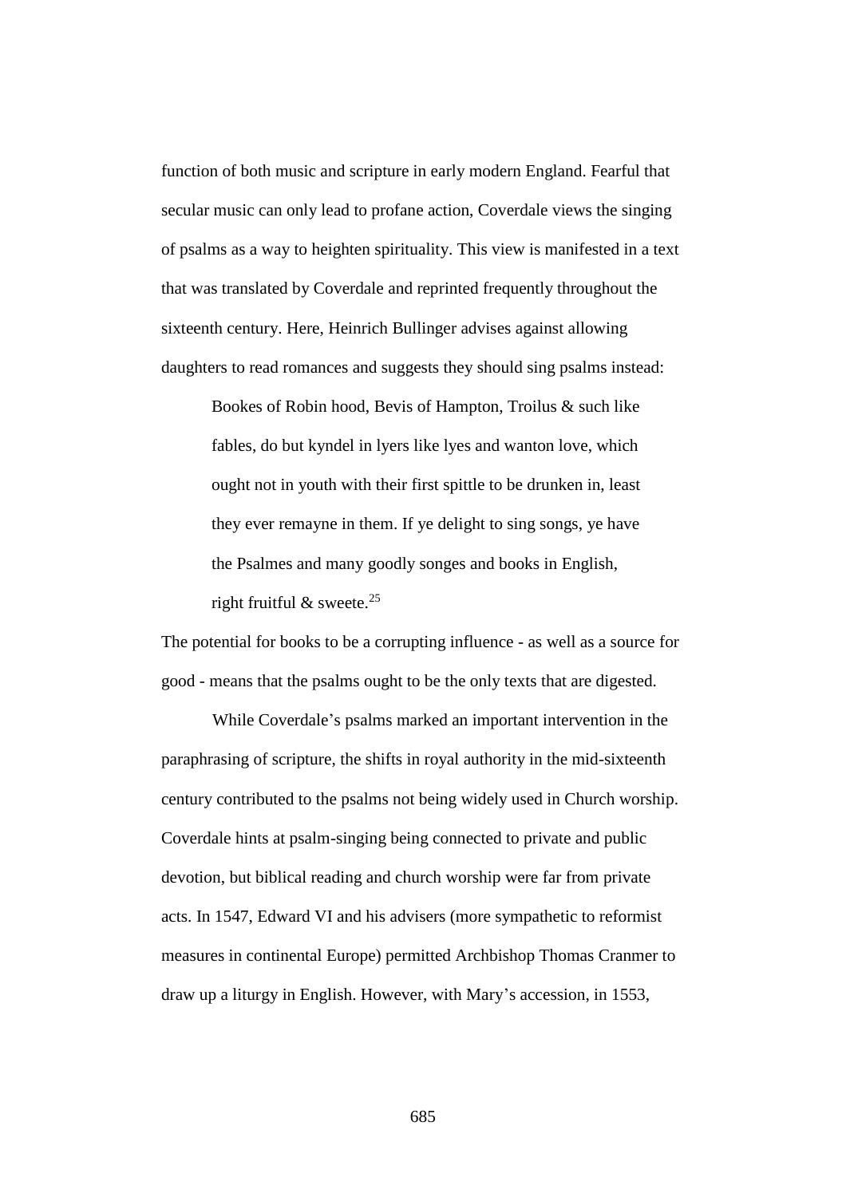function of both music and scripture in early modern England. Fearful that secular music can only lead to profane action, Coverdale views the singing of psalms as a way to heighten spirituality. This view is manifested in a text that was translated by Coverdale and reprinted frequently throughout the sixteenth century. Here, Heinrich Bullinger advises against allowing daughters to read romances and suggests they should sing psalms instead:

> Bookes of Robin hood, Bevis of Hampton, Troilus & such like fables, do but kyndel in lyers like lyes and wanton love, which ought not in youth with their first spittle to be drunken in, least they ever remayne in them. If ye delight to sing songs, ye have the Psalmes and many goodly songes and books in English, right fruitful & sweete.[25]

The potential for books to be a corrupting influence - as well as a source for good - means that the psalms ought to be the only texts that are digested.

While Coverdale's psalms marked an important intervention in the paraphrasing of scripture, the shifts in royal authority in the mid-sixteenth century contributed to the psalms not being widely used in Church worship. Coverdale hints at psalm-singing being connected to private and public devotion, but biblical reading and church worship were far from private acts. In 1547, Edward VI and his advisers (more sympathetic to reformist measures in continental Europe) permitted Archbishop Thomas Cranmer to draw up a liturgy in English. However, with Mary's accession, in 1553,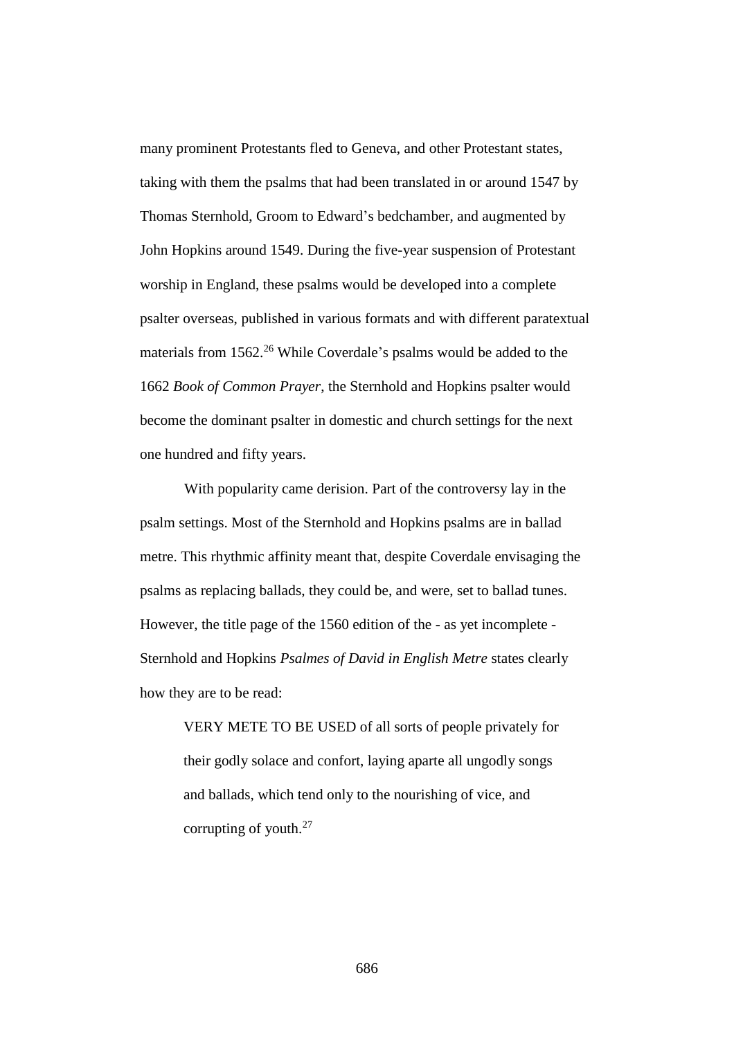many prominent Protestants fled to Geneva, and other Protestant states, taking with them the psalms that had been translated in or around 1547 by Thomas Sternhold, Groom to Edward's bedchamber, and augmented by John Hopkins around 1549. During the five-year suspension of Protestant worship in England, these psalms would be developed into a complete psalter overseas, published in various formats and with different paratextual materials from 1562.[26] While Coverdale's psalms would be added to the 1662 *Book of Common Prayer*, the Sternhold and Hopkins psalter would become the dominant psalter in domestic and church settings for the next one hundred and fifty years.

With popularity came derision. Part of the controversy lay in the psalm settings. Most of the Sternhold and Hopkins psalms are in ballad metre. This rhythmic affinity meant that, despite Coverdale envisaging the psalms as replacing ballads, they could be, and were, set to ballad tunes. However, the title page of the 1560 edition of the - as yet incomplete - Sternhold and Hopkins *Psalmes of David in English Metre* states clearly how they are to be read:

> VERY METE TO BE USED of all sorts of people privately for their godly solace and confort, laying aparte all ungodly songs and ballads, which tend only to the nourishing of vice, and corrupting of youth.[27]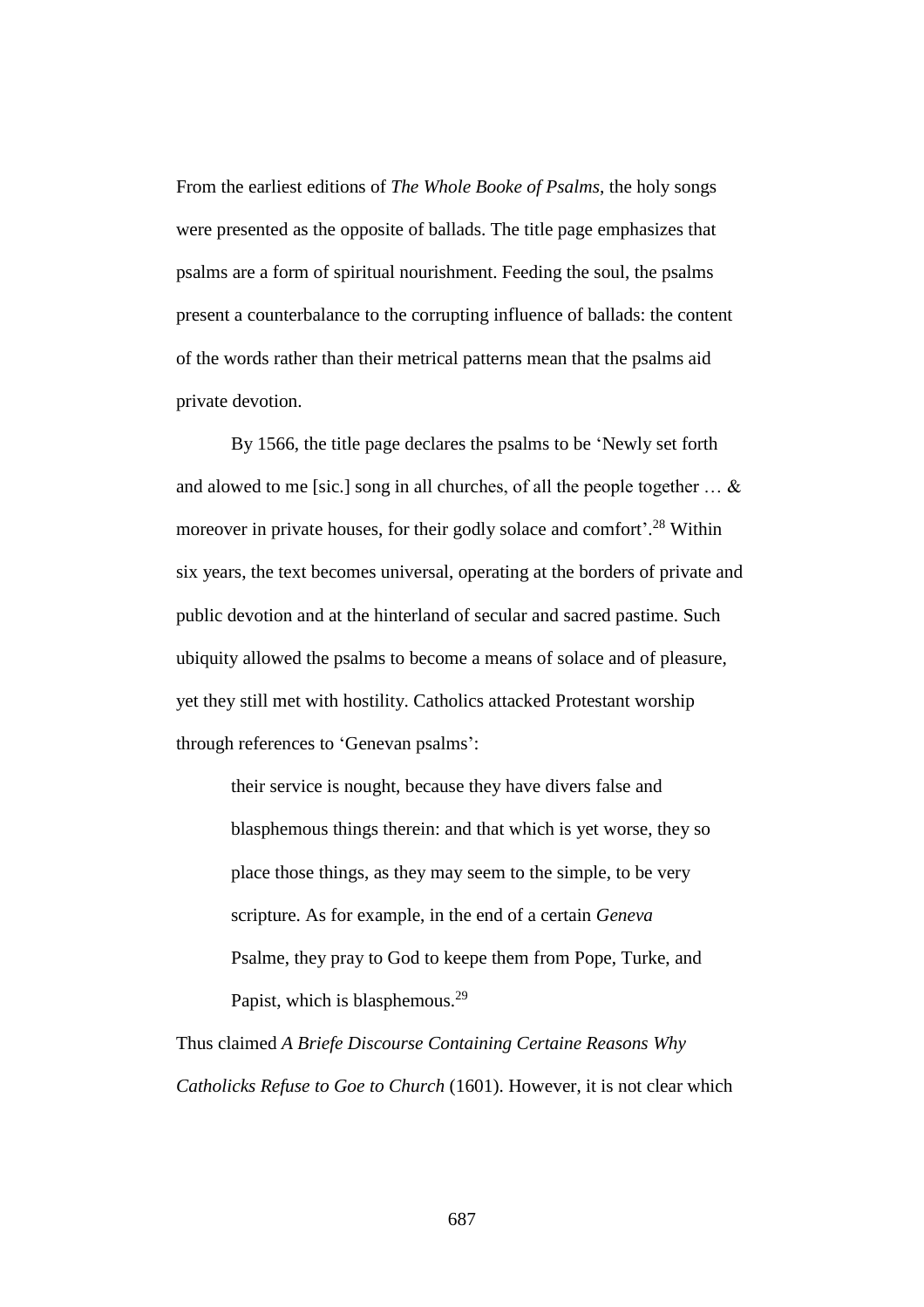From the earliest editions of *The Whole Booke of Psalms*, the holy songs were presented as the opposite of ballads. The title page emphasizes that psalms are a form of spiritual nourishment. Feeding the soul, the psalms present a counterbalance to the corrupting influence of ballads: the content of the words rather than their metrical patterns mean that the psalms aid private devotion.

By 1566, the title page declares the psalms to be 'Newly set forth and alowed to me [sic.] song in all churches, of all the people together … & moreover in private houses, for their godly solace and comfort'.[28] Within six years, the text becomes universal, operating at the borders of private and public devotion and at the hinterland of secular and sacred pastime. Such ubiquity allowed the psalms to become a means of solace and of pleasure, yet they still met with hostility. Catholics attacked Protestant worship through references to 'Genevan psalms':

> their service is nought, because they have divers false and blasphemous things therein: and that which is yet worse, they so place those things, as they may seem to the simple, to be very scripture. As for example, in the end of a certain *Geneva* Psalme, they pray to God to keepe them from Pope, Turke, and Papist, which is blasphemous.[29]

Thus claimed *A Briefe Discourse Containing Certaine Reasons Why Catholicks Refuse to Goe to Church* (1601). However, it is not clear which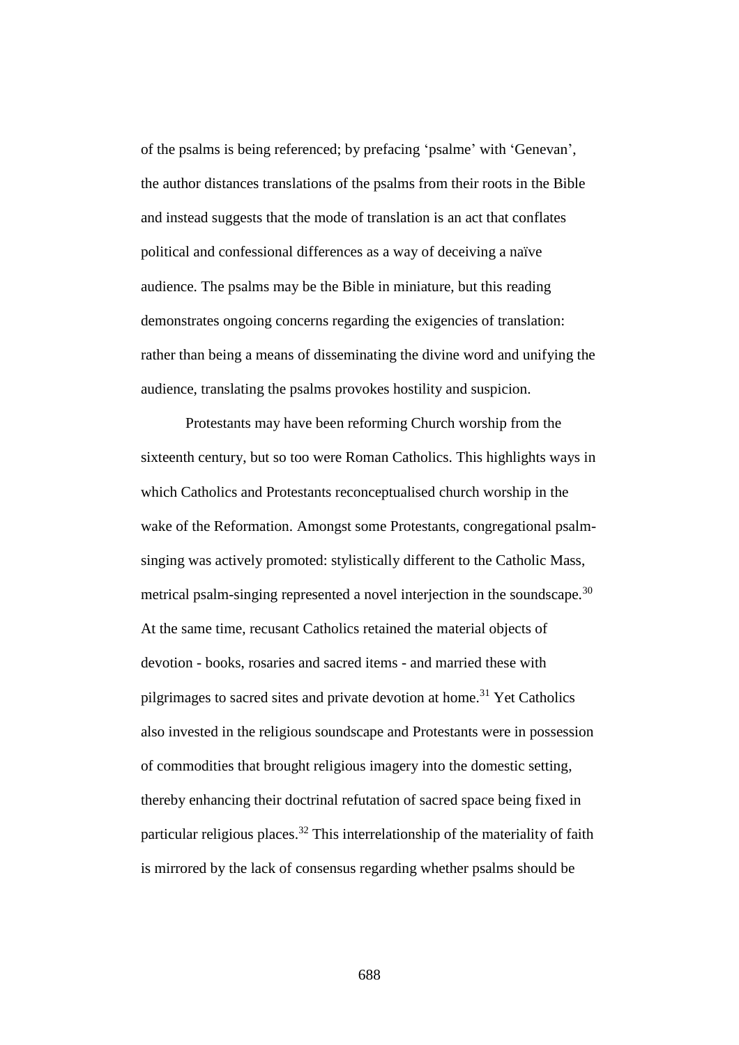of the psalms is being referenced; by prefacing 'psalme' with 'Genevan', the author distances translations of the psalms from their roots in the Bible and instead suggests that the mode of translation is an act that conflates political and confessional differences as a way of deceiving a naïve audience. The psalms may be the Bible in miniature, but this reading demonstrates ongoing concerns regarding the exigencies of translation: rather than being a means of disseminating the divine word and unifying the audience, translating the psalms provokes hostility and suspicion.

Protestants may have been reforming Church worship from the sixteenth century, but so too were Roman Catholics. This highlights ways in which Catholics and Protestants reconceptualised church worship in the wake of the Reformation. Amongst some Protestants, congregational psalm-singing was actively promoted: stylistically different to the Catholic Mass, metrical psalm-singing represented a novel interjection in the soundscape.[30] At the same time, recusant Catholics retained the material objects of devotion - books, rosaries and sacred items - and married these with pilgrimages to sacred sites and private devotion at home.[31] Yet Catholics also invested in the religious soundscape and Protestants were in possession of commodities that brought religious imagery into the domestic setting, thereby enhancing their doctrinal refutation of sacred space being fixed in particular religious places.[32] This interrelationship of the materiality of faith is mirrored by the lack of consensus regarding whether psalms should be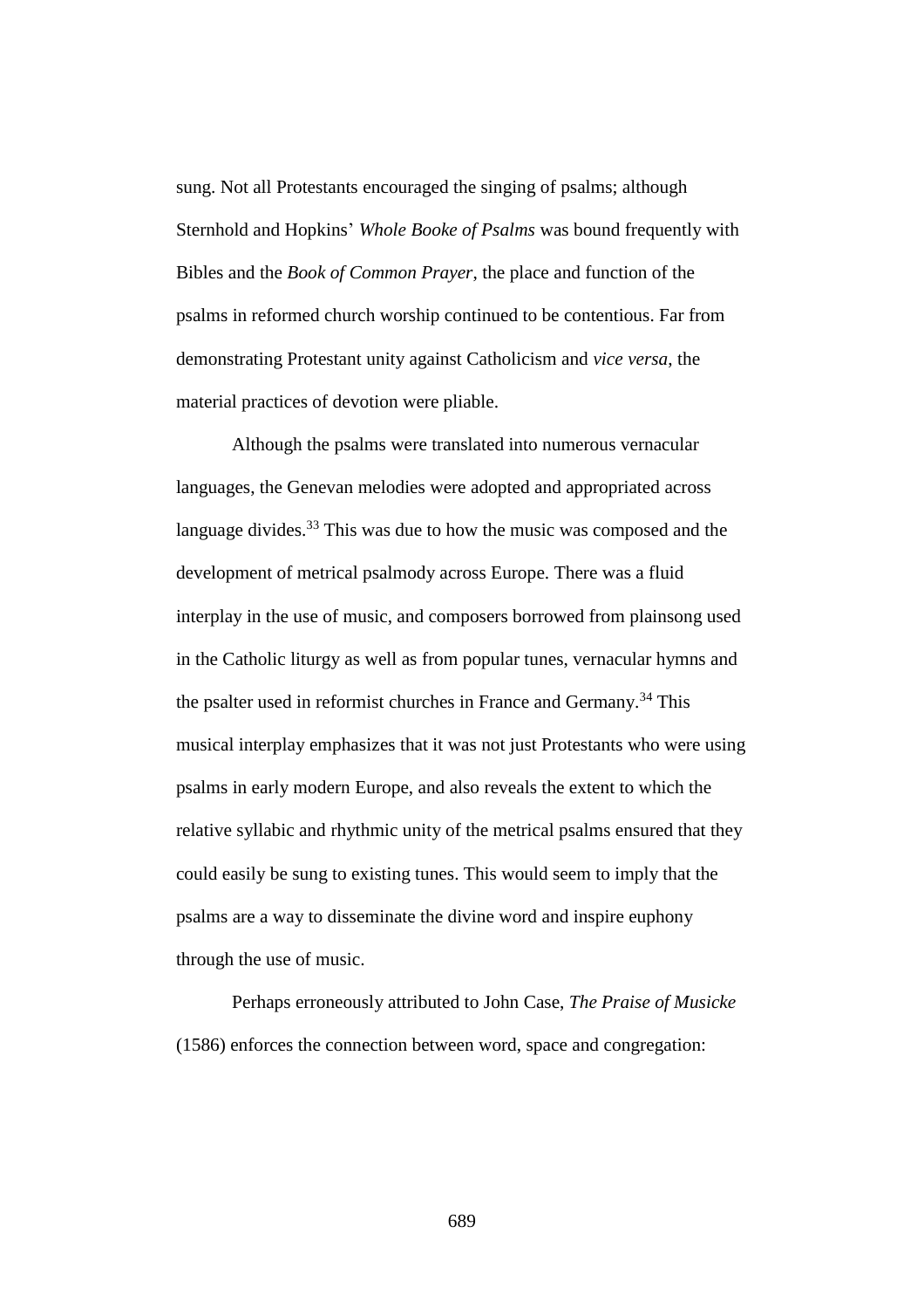sung. Not all Protestants encouraged the singing of psalms; although Sternhold and Hopkins' *Whole Booke of Psalms* was bound frequently with Bibles and the *Book of Common Prayer*, the place and function of the psalms in reformed church worship continued to be contentious. Far from demonstrating Protestant unity against Catholicism and *vice versa*, the material practices of devotion were pliable.

Although the psalms were translated into numerous vernacular languages, the Genevan melodies were adopted and appropriated across language divides.[33] This was due to how the music was composed and the development of metrical psalmody across Europe. There was a fluid interplay in the use of music, and composers borrowed from plainsong used in the Catholic liturgy as well as from popular tunes, vernacular hymns and the psalter used in reformist churches in France and Germany.[34] This musical interplay emphasizes that it was not just Protestants who were using psalms in early modern Europe, and also reveals the extent to which the relative syllabic and rhythmic unity of the metrical psalms ensured that they could easily be sung to existing tunes. This would seem to imply that the psalms are a way to disseminate the divine word and inspire euphony through the use of music.

Perhaps erroneously attributed to John Case, *The Praise of Musicke* (1586) enforces the connection between word, space and congregation: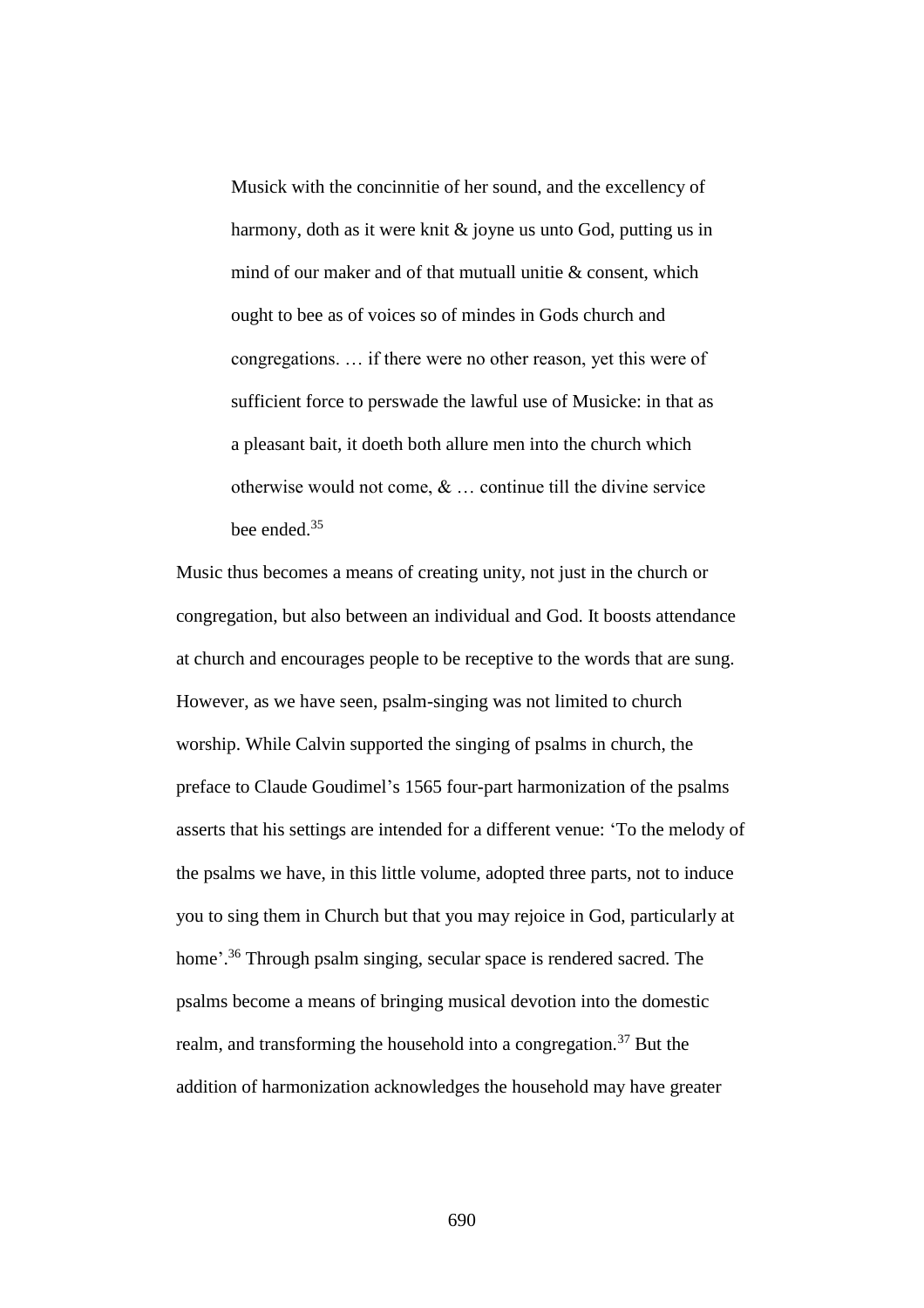> Musick with the concinnitie of her sound, and the excellency of harmony, doth as it were knit & joyne us unto God, putting us in mind of our maker and of that mutuall unitie & consent, which ought to bee as of voices so of mindes in Gods church and congregations. … if there were no other reason, yet this were of sufficient force to perswade the lawful use of Musicke: in that as a pleasant bait, it doeth both allure men into the church which otherwise would not come, & … continue till the divine service bee ended.[35]

Music thus becomes a means of creating unity, not just in the church or congregation, but also between an individual and God. It boosts attendance at church and encourages people to be receptive to the words that are sung. However, as we have seen, psalm-singing was not limited to church worship. While Calvin supported the singing of psalms in church, the preface to Claude Goudimel's 1565 four-part harmonization of the psalms asserts that his settings are intended for a different venue: 'To the melody of the psalms we have, in this little volume, adopted three parts, not to induce you to sing them in Church but that you may rejoice in God, particularly at home'.[36] Through psalm singing, secular space is rendered sacred. The psalms become a means of bringing musical devotion into the domestic realm, and transforming the household into a congregation.[37] But the addition of harmonization acknowledges the household may have greater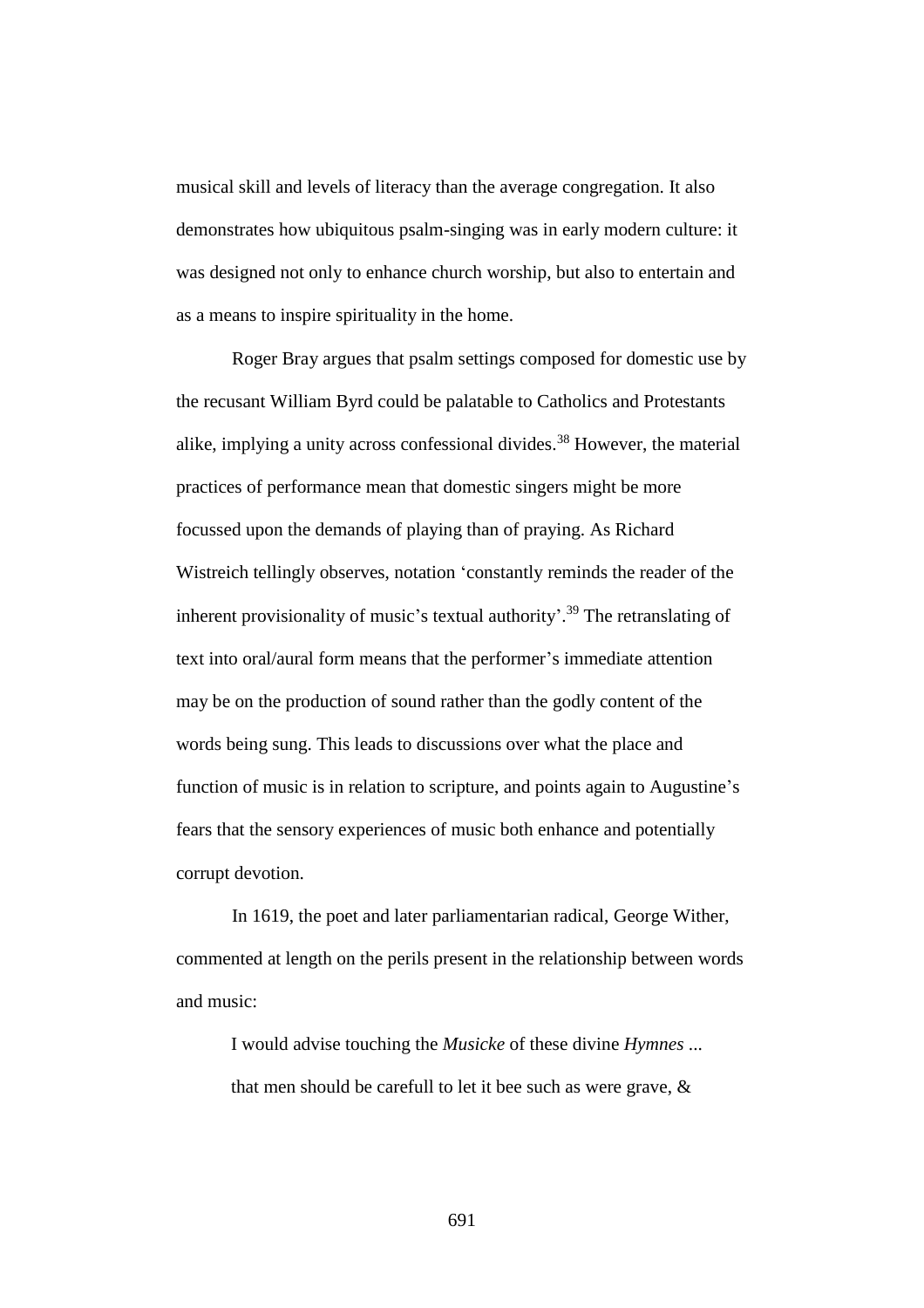musical skill and levels of literacy than the average congregation. It also demonstrates how ubiquitous psalm-singing was in early modern culture: it was designed not only to enhance church worship, but also to entertain and as a means to inspire spirituality in the home.

Roger Bray argues that psalm settings composed for domestic use by the recusant William Byrd could be palatable to Catholics and Protestants alike, implying a unity across confessional divides.[38] However, the material practices of performance mean that domestic singers might be more focussed upon the demands of playing than of praying. As Richard Wistreich tellingly observes, notation 'constantly reminds the reader of the inherent provisionality of music's textual authority'.[39] The retranslating of text into oral/aural form means that the performer's immediate attention may be on the production of sound rather than the godly content of the words being sung. This leads to discussions over what the place and function of music is in relation to scripture, and points again to Augustine's fears that the sensory experiences of music both enhance and potentially corrupt devotion.

In 1619, the poet and later parliamentarian radical, George Wither, commented at length on the perils present in the relationship between words and music:

> I would advise touching the *Musicke* of these divine *Hymnes* ... that men should be carefull to let it bee such as were grave, &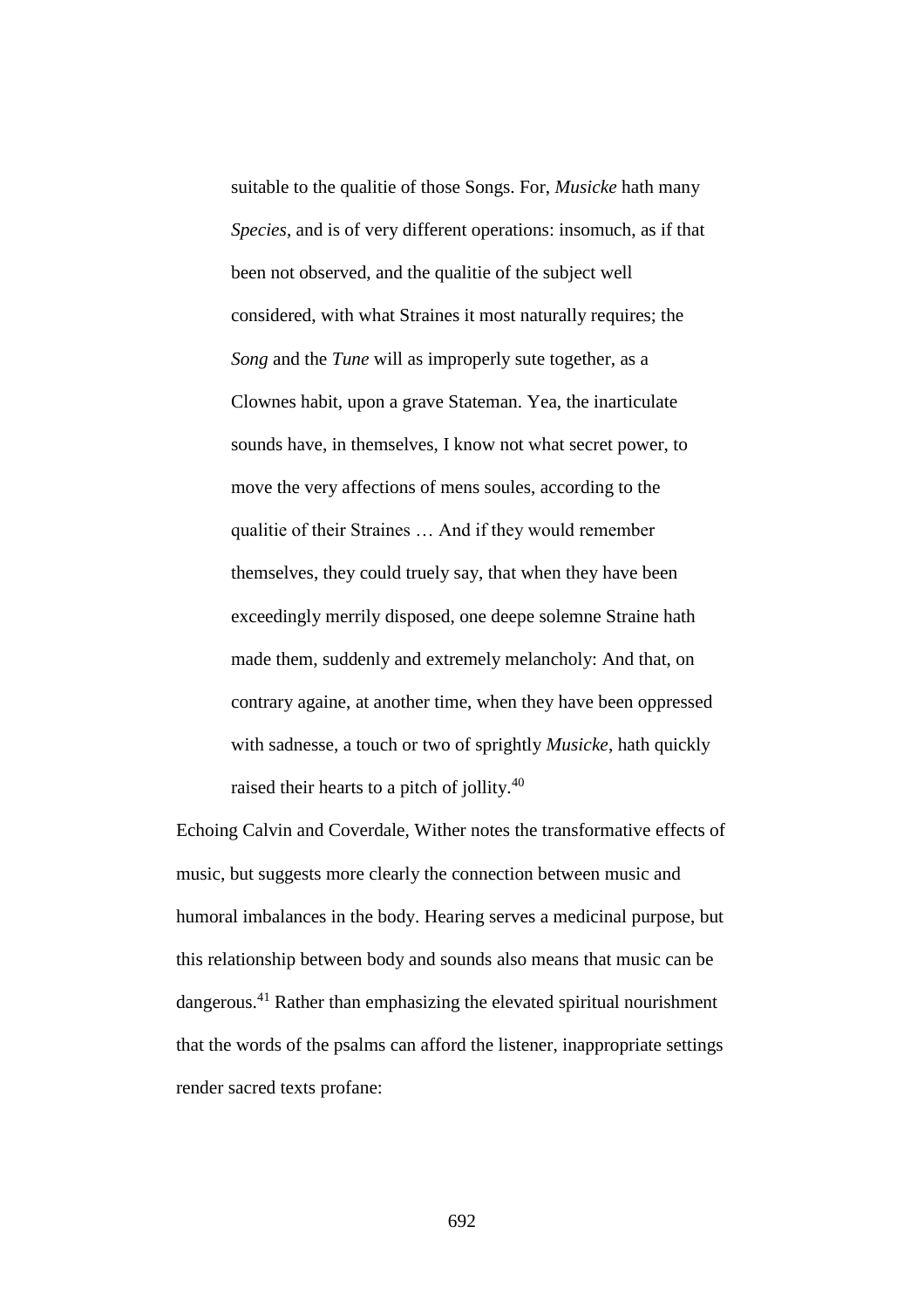> suitable to the qualitie of those Songs. For, *Musicke* hath many *Species*, and is of very different operations: insomuch, as if that been not observed, and the qualitie of the subject well considered, with what Straines it most naturally requires; the *Song* and the *Tune* will as improperly sute together, as a Clownes habit, upon a grave Stateman. Yea, the inarticulate sounds have, in themselves, I know not what secret power, to move the very affections of mens soules, according to the qualitie of their Straines … And if they would remember themselves, they could truely say, that when they have been exceedingly merrily disposed, one deepe solemne Straine hath made them, suddenly and extremely melancholy: And that, on contrary againe, at another time, when they have been oppressed with sadnesse, a touch or two of sprightly *Musicke*, hath quickly raised their hearts to a pitch of jollity.[40]

Echoing Calvin and Coverdale, Wither notes the transformative effects of music, but suggests more clearly the connection between music and humoral imbalances in the body. Hearing serves a medicinal purpose, but this relationship between body and sounds also means that music can be dangerous.[41] Rather than emphasizing the elevated spiritual nourishment that the words of the psalms can afford the listener, inappropriate settings render sacred texts profane: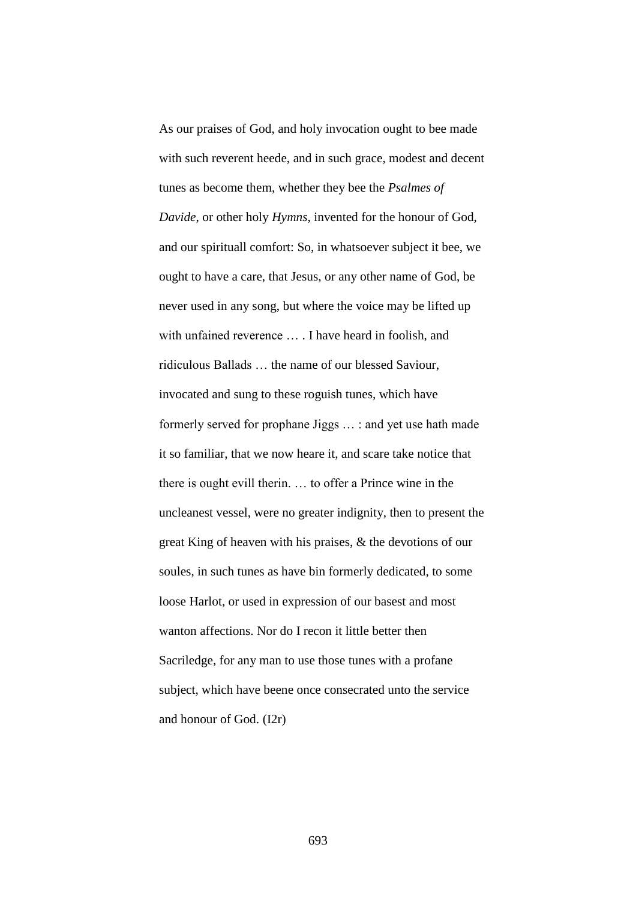As our praises of God, and holy invocation ought to bee made with such reverent heede, and in such grace, modest and decent tunes as become them, whether they bee the *Psalmes of Davide*, or other holy *Hymns*, invented for the honour of God, and our spirituall comfort: So, in whatsoever subject it bee, we ought to have a care, that Jesus, or any other name of God, be never used in any song, but where the voice may be lifted up with unfained reverence … . I have heard in foolish, and ridiculous Ballads … the name of our blessed Saviour, invocated and sung to these roguish tunes, which have formerly served for prophane Jiggs … : and yet use hath made it so familiar, that we now heare it, and scare take notice that there is ought evill therin. … to offer a Prince wine in the uncleanest vessel, were no greater indignity, then to present the great King of heaven with his praises, & the devotions of our soules, in such tunes as have bin formerly dedicated, to some loose Harlot, or used in expression of our basest and most wanton affections. Nor do I recon it little better then Sacriledge, for any man to use those tunes with a profane subject, which have beene once consecrated unto the service and honour of God. (I2r)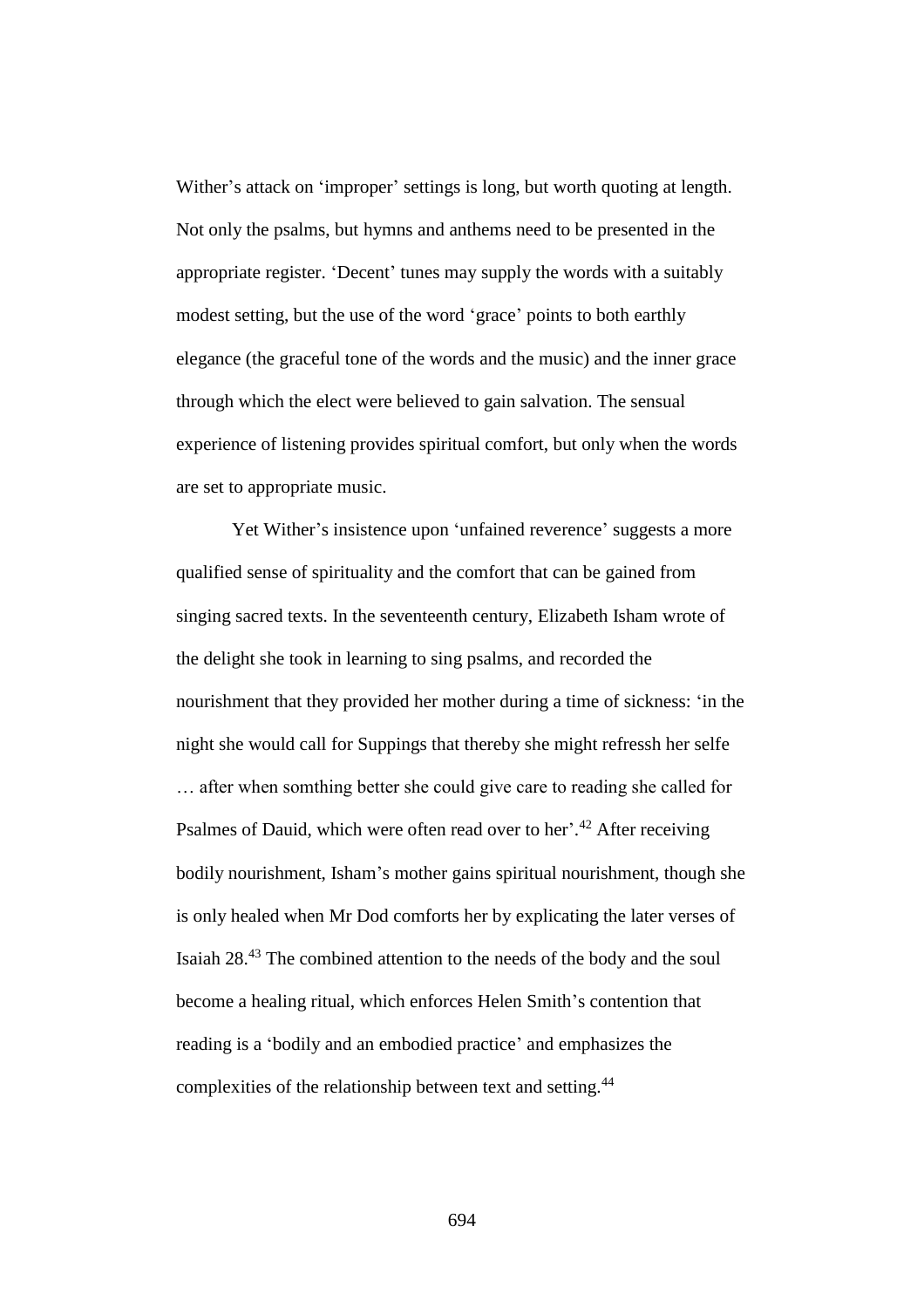Wither's attack on 'improper' settings is long, but worth quoting at length. Not only the psalms, but hymns and anthems need to be presented in the appropriate register. 'Decent' tunes may supply the words with a suitably modest setting, but the use of the word 'grace' points to both earthly elegance (the graceful tone of the words and the music) and the inner grace through which the elect were believed to gain salvation. The sensual experience of listening provides spiritual comfort, but only when the words are set to appropriate music.

Yet Wither's insistence upon 'unfained reverence' suggests a more qualified sense of spirituality and the comfort that can be gained from singing sacred texts. In the seventeenth century, Elizabeth Isham wrote of the delight she took in learning to sing psalms, and recorded the nourishment that they provided her mother during a time of sickness: 'in the night she would call for Suppings that thereby she might refressh her selfe … after when somthing better she could give care to reading she called for Psalmes of Dauid, which were often read over to her'.[42] After receiving bodily nourishment, Isham's mother gains spiritual nourishment, though she is only healed when Mr Dod comforts her by explicating the later verses of Isaiah 28.[43] The combined attention to the needs of the body and the soul become a healing ritual, which enforces Helen Smith's contention that reading is a 'bodily and an embodied practice' and emphasizes the complexities of the relationship between text and setting.[44]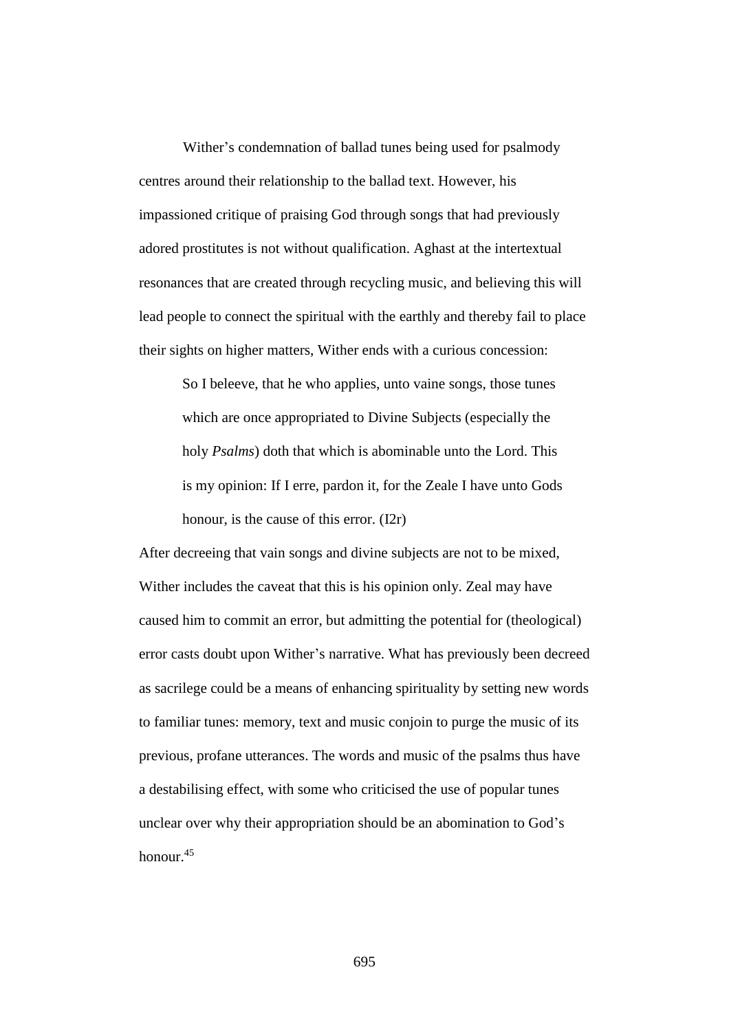Wither's condemnation of ballad tunes being used for psalmody centres around their relationship to the ballad text. However, his impassioned critique of praising God through songs that had previously adored prostitutes is not without qualification. Aghast at the intertextual resonances that are created through recycling music, and believing this will lead people to connect the spiritual with the earthly and thereby fail to place their sights on higher matters, Wither ends with a curious concession:

> So I beleeve, that he who applies, unto vaine songs, those tunes which are once appropriated to Divine Subjects (especially the holy *Psalms*) doth that which is abominable unto the Lord. This is my opinion: If I erre, pardon it, for the Zeale I have unto Gods honour, is the cause of this error. (I2r)

After decreeing that vain songs and divine subjects are not to be mixed, Wither includes the caveat that this is his opinion only. Zeal may have caused him to commit an error, but admitting the potential for (theological) error casts doubt upon Wither's narrative. What has previously been decreed as sacrilege could be a means of enhancing spirituality by setting new words to familiar tunes: memory, text and music conjoin to purge the music of its previous, profane utterances. The words and music of the psalms thus have a destabilising effect, with some who criticised the use of popular tunes unclear over why their appropriation should be an abomination to God's honour.[45]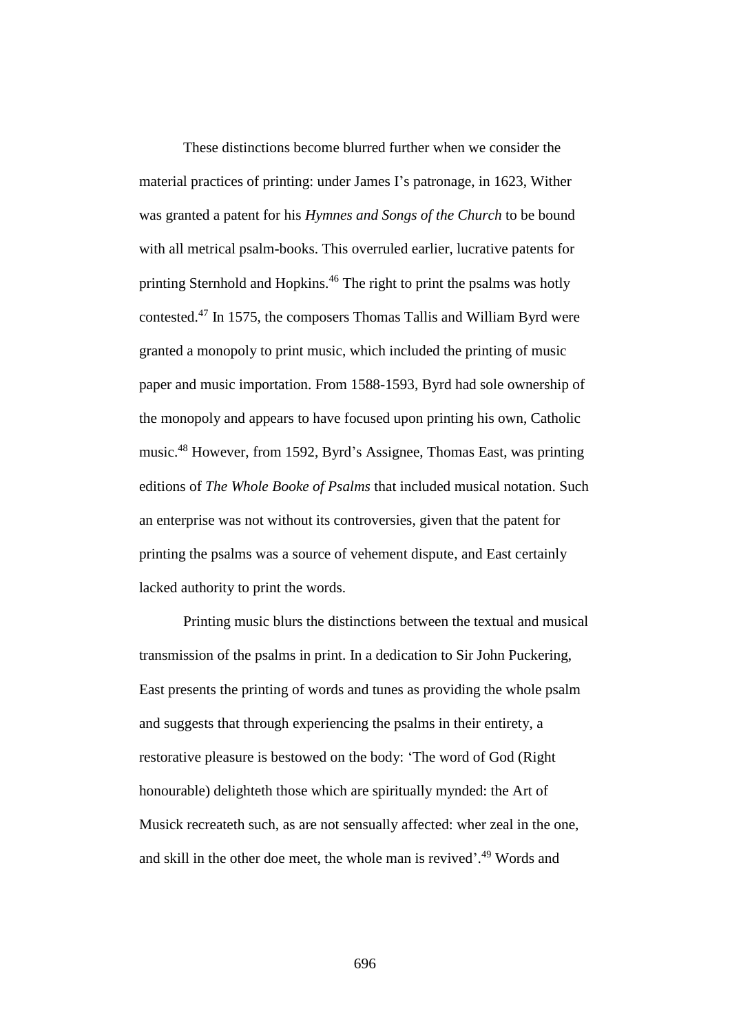These distinctions become blurred further when we consider the material practices of printing: under James I's patronage, in 1623, Wither was granted a patent for his *Hymnes and Songs of the Church* to be bound with all metrical psalm-books. This overruled earlier, lucrative patents for printing Sternhold and Hopkins.[46] The right to print the psalms was hotly contested.[47] In 1575, the composers Thomas Tallis and William Byrd were granted a monopoly to print music, which included the printing of music paper and music importation. From 1588-1593, Byrd had sole ownership of the monopoly and appears to have focused upon printing his own, Catholic music.[48] However, from 1592, Byrd's Assignee, Thomas East, was printing editions of *The Whole Booke of Psalms* that included musical notation. Such an enterprise was not without its controversies, given that the patent for printing the psalms was a source of vehement dispute, and East certainly lacked authority to print the words.

Printing music blurs the distinctions between the textual and musical transmission of the psalms in print. In a dedication to Sir John Puckering, East presents the printing of words and tunes as providing the whole psalm and suggests that through experiencing the psalms in their entirety, a restorative pleasure is bestowed on the body: 'The word of God (Right honourable) delighteth those which are spiritually mynded: the Art of Musick recreateth such, as are not sensually affected: wher zeal in the one, and skill in the other doe meet, the whole man is revived'.[49] Words and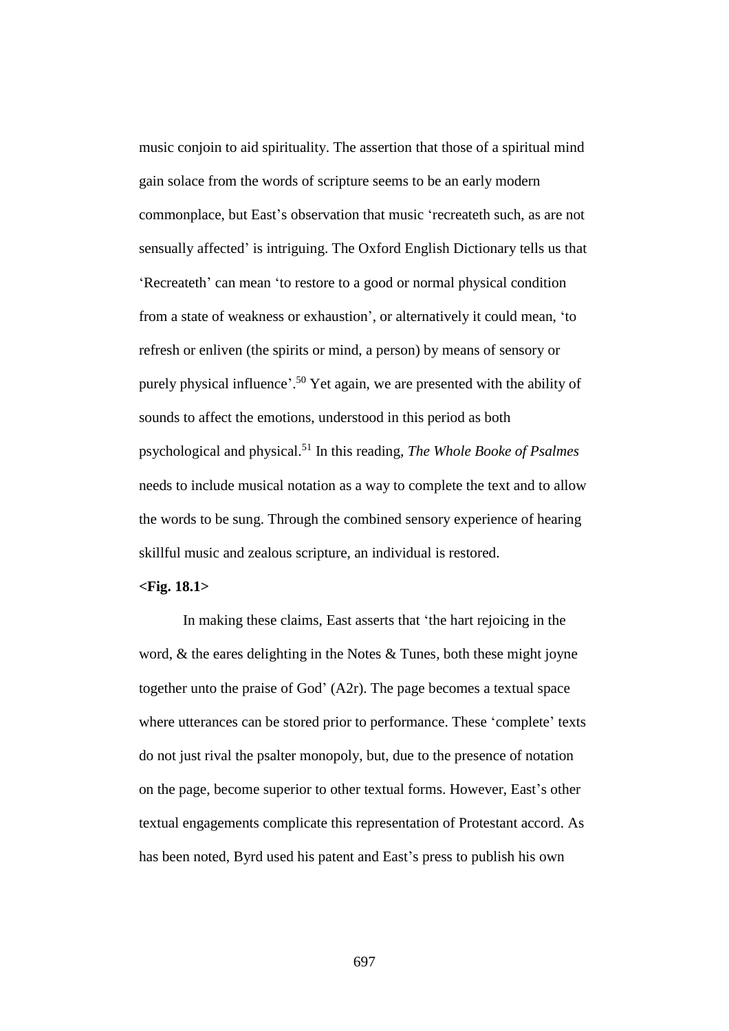music conjoin to aid spirituality. The assertion that those of a spiritual mind gain solace from the words of scripture seems to be an early modern commonplace, but East's observation that music 'recreateth such, as are not sensually affected' is intriguing. The Oxford English Dictionary tells us that 'Recreateth' can mean 'to restore to a good or normal physical condition from a state of weakness or exhaustion', or alternatively it could mean, 'to refresh or enliven (the spirits or mind, a person) by means of sensory or purely physical influence'.[50] Yet again, we are presented with the ability of sounds to affect the emotions, understood in this period as both psychological and physical.[51] In this reading, *The Whole Booke of Psalmes* needs to include musical notation as a way to complete the text and to allow the words to be sung. Through the combined sensory experience of hearing skillful music and zealous scripture, an individual is restored.

**<Fig. 18.1>**

In making these claims, East asserts that 'the hart rejoicing in the word, & the eares delighting in the Notes & Tunes, both these might joyne together unto the praise of God' (A2r). The page becomes a textual space where utterances can be stored prior to performance. These 'complete' texts do not just rival the psalter monopoly, but, due to the presence of notation on the page, become superior to other textual forms. However, East's other textual engagements complicate this representation of Protestant accord. As has been noted, Byrd used his patent and East's press to publish his own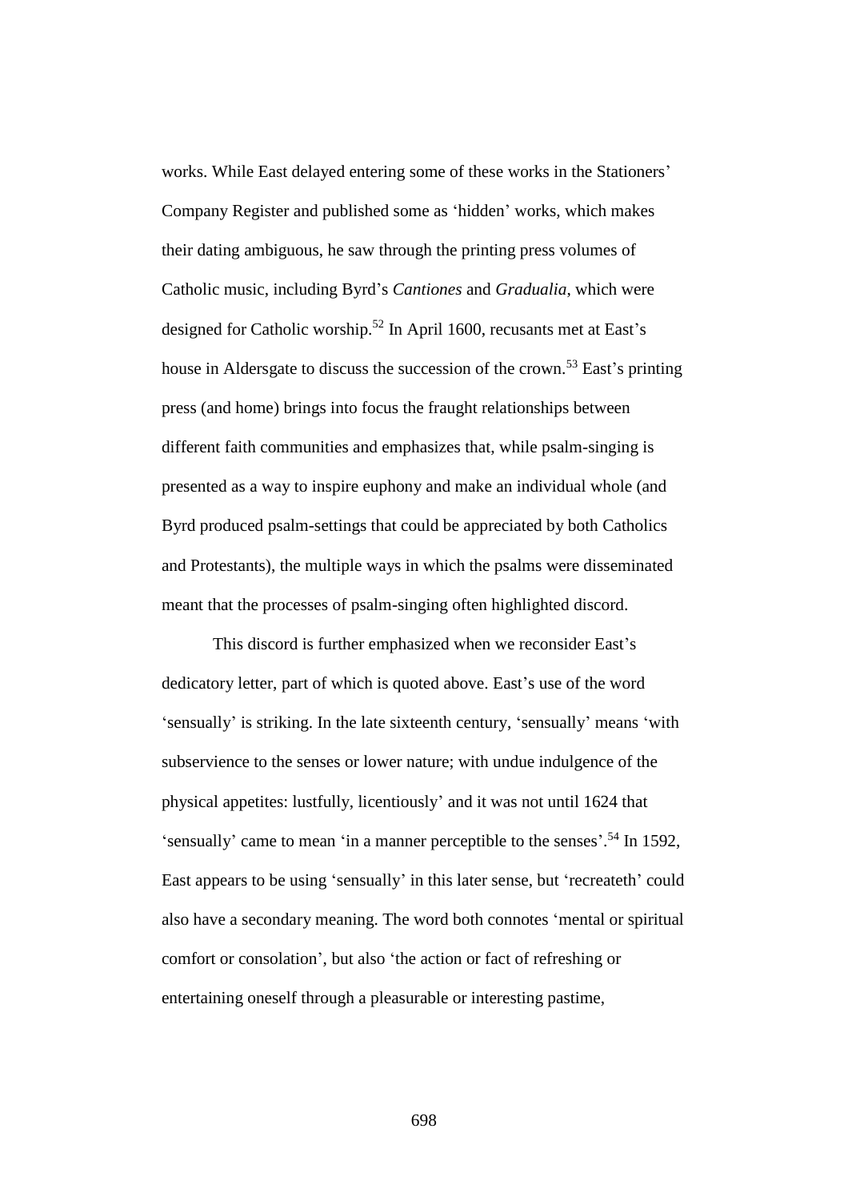works. While East delayed entering some of these works in the Stationers' Company Register and published some as 'hidden' works, which makes their dating ambiguous, he saw through the printing press volumes of Catholic music, including Byrd's *Cantiones* and *Gradualia*, which were designed for Catholic worship.[52] In April 1600, recusants met at East's house in Aldersgate to discuss the succession of the crown.[53] East's printing press (and home) brings into focus the fraught relationships between different faith communities and emphasizes that, while psalm-singing is presented as a way to inspire euphony and make an individual whole (and Byrd produced psalm-settings that could be appreciated by both Catholics and Protestants), the multiple ways in which the psalms were disseminated meant that the processes of psalm-singing often highlighted discord.

This discord is further emphasized when we reconsider East's dedicatory letter, part of which is quoted above. East's use of the word 'sensually' is striking. In the late sixteenth century, 'sensually' means 'with subservience to the senses or lower nature; with undue indulgence of the physical appetites: lustfully, licentiously' and it was not until 1624 that 'sensually' came to mean 'in a manner perceptible to the senses'.[54] In 1592, East appears to be using 'sensually' in this later sense, but 'recreateth' could also have a secondary meaning. The word both connotes 'mental or spiritual comfort or consolation', but also 'the action or fact of refreshing or entertaining oneself through a pleasurable or interesting pastime,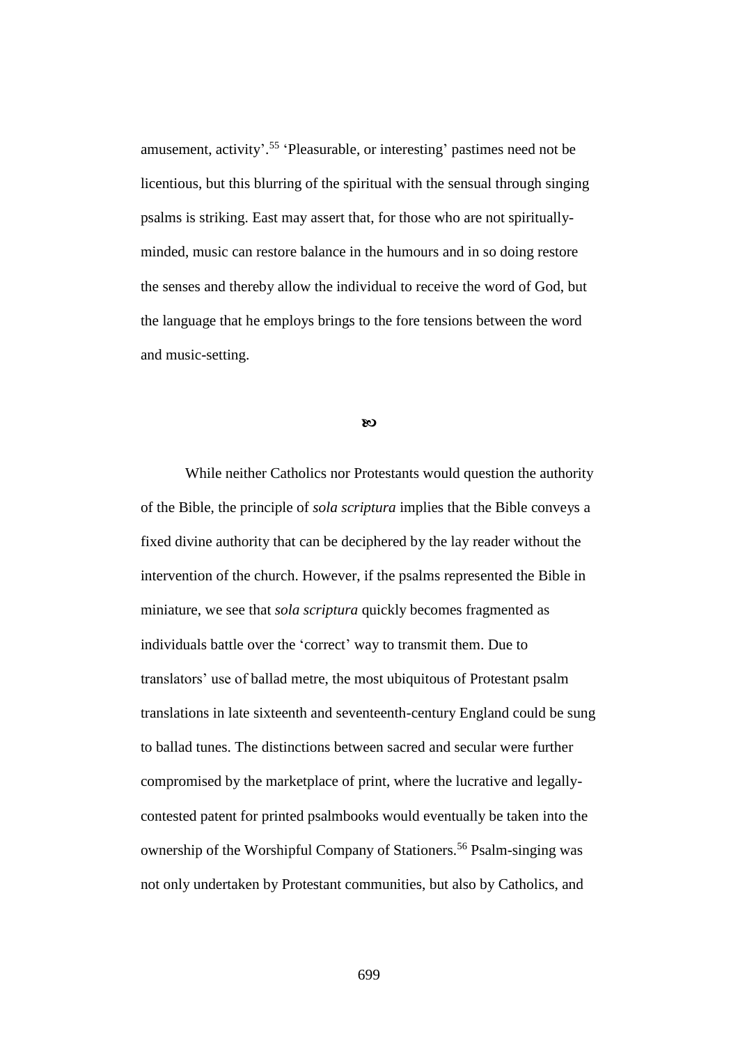amusement, activity'.[55] 'Pleasurable, or interesting' pastimes need not be licentious, but this blurring of the spiritual with the sensual through singing psalms is striking. East may assert that, for those who are not spiritually-minded, music can restore balance in the humours and in so doing restore the senses and thereby allow the individual to receive the word of God, but the language that he employs brings to the fore tensions between the word and music-setting.

ꙮ

While neither Catholics nor Protestants would question the authority of the Bible, the principle of *sola scriptura* implies that the Bible conveys a fixed divine authority that can be deciphered by the lay reader without the intervention of the church. However, if the psalms represented the Bible in miniature, we see that *sola scriptura* quickly becomes fragmented as individuals battle over the 'correct' way to transmit them. Due to translators' use of ballad metre, the most ubiquitous of Protestant psalm translations in late sixteenth and seventeenth-century England could be sung to ballad tunes. The distinctions between sacred and secular were further compromised by the marketplace of print, where the lucrative and legally-contested patent for printed psalmbooks would eventually be taken into the ownership of the Worshipful Company of Stationers.[56] Psalm-singing was not only undertaken by Protestant communities, but also by Catholics, and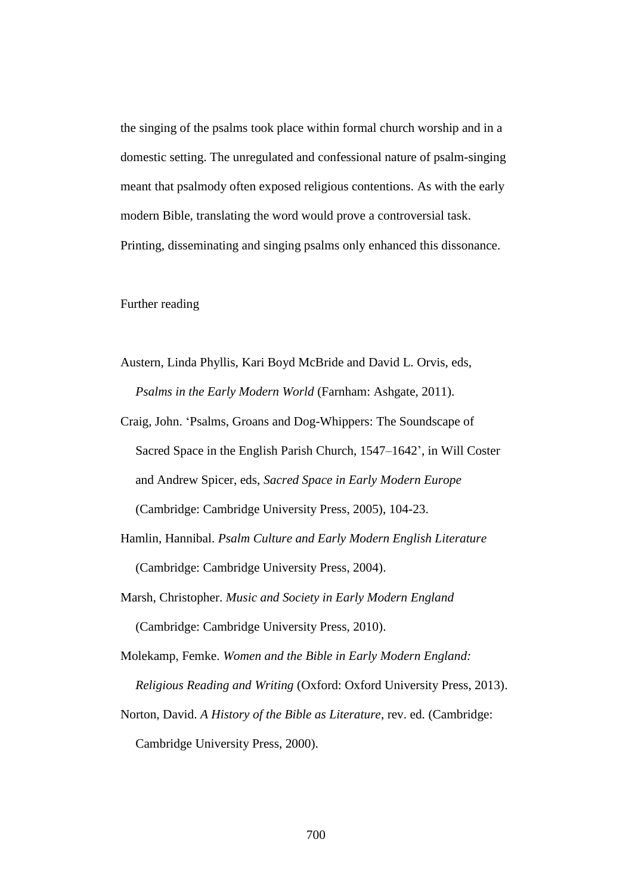the singing of the psalms took place within formal church worship and in a domestic setting. The unregulated and confessional nature of psalm-singing meant that psalmody often exposed religious contentions. As with the early modern Bible, translating the word would prove a controversial task. Printing, disseminating and singing psalms only enhanced this dissonance.

## Further reading

Austern, Linda Phyllis, Kari Boyd McBride and David L. Orvis, eds, *Psalms in the Early Modern World* (Farnham: Ashgate, 2011).

Craig, John. 'Psalms, Groans and Dog-Whippers: The Soundscape of Sacred Space in the English Parish Church, 1547–1642', in Will Coster and Andrew Spicer, eds, *Sacred Space in Early Modern Europe* (Cambridge: Cambridge University Press, 2005), 104-23.

Hamlin, Hannibal. *Psalm Culture and Early Modern English Literature* (Cambridge: Cambridge University Press, 2004).

Marsh, Christopher. *Music and Society in Early Modern England* (Cambridge: Cambridge University Press, 2010).

Molekamp, Femke. *Women and the Bible in Early Modern England: Religious Reading and Writing* (Oxford: Oxford University Press, 2013).

Norton, David. *A History of the Bible as Literature*, rev. ed. (Cambridge: Cambridge University Press, 2000).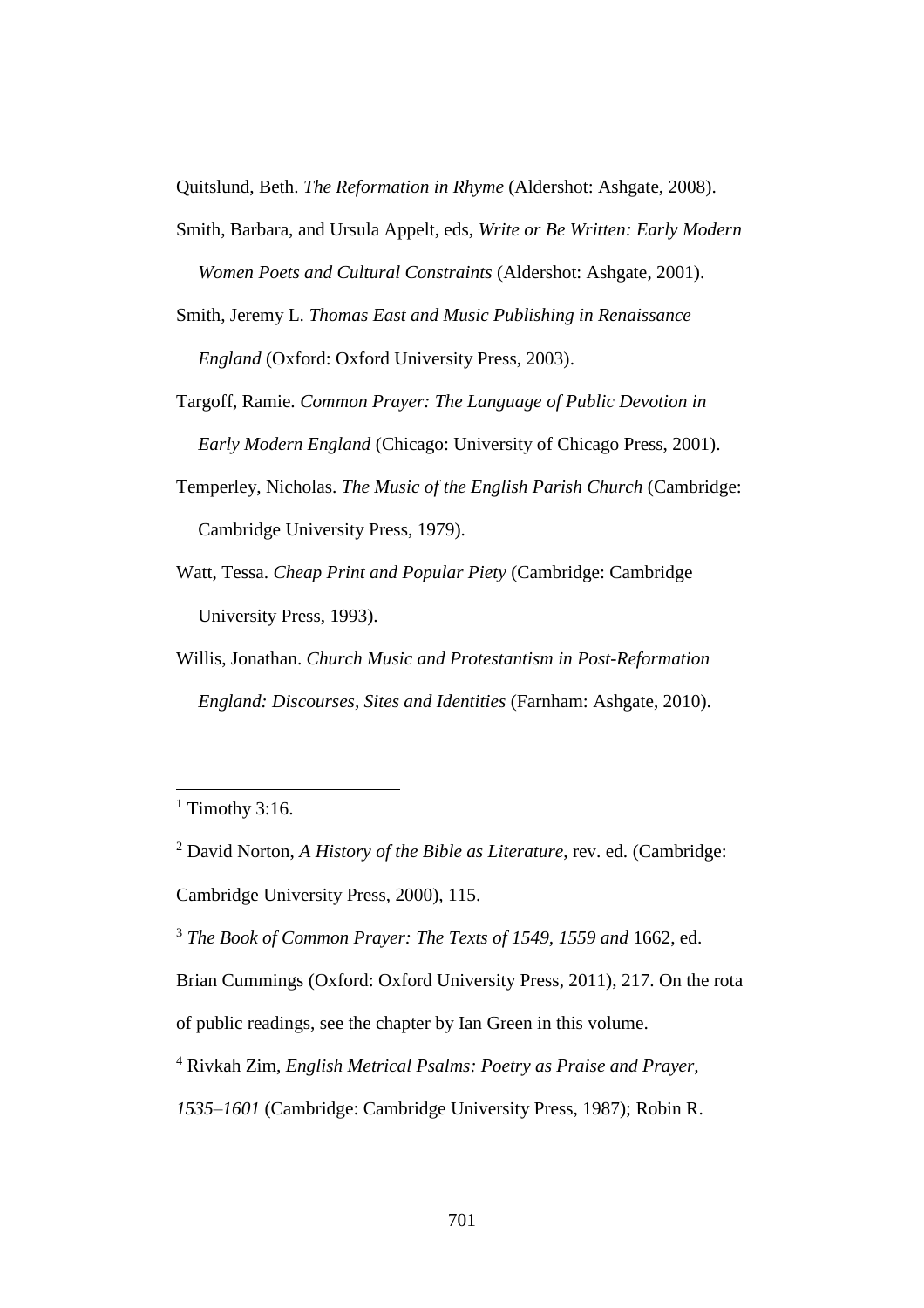Quitslund, Beth. *The Reformation in Rhyme* (Aldershot: Ashgate, 2008).

Smith, Barbara, and Ursula Appelt, eds, *Write or Be Written: Early Modern Women Poets and Cultural Constraints* (Aldershot: Ashgate, 2001).

Smith, Jeremy L. *Thomas East and Music Publishing in Renaissance England* (Oxford: Oxford University Press, 2003).

Targoff, Ramie. *Common Prayer: The Language of Public Devotion in Early Modern England* (Chicago: University of Chicago Press, 2001).

Temperley, Nicholas. *The Music of the English Parish Church* (Cambridge: Cambridge University Press, 1979).

Watt, Tessa. *Cheap Print and Popular Piety* (Cambridge: Cambridge University Press, 1993).

Willis, Jonathan. *Church Music and Protestantism in Post-Reformation England: Discourses, Sites and Identities* (Farnham: Ashgate, 2010).

---

[1] Timothy 3:16.

[2] David Norton, *A History of the Bible as Literature*, rev. ed. (Cambridge: Cambridge University Press, 2000), 115.

[3] *The Book of Common Prayer: The Texts of 1549, 1559 and* 1662, ed. Brian Cummings (Oxford: Oxford University Press, 2011), 217. On the rota of public readings, see the chapter by Ian Green in this volume.

[4] Rivkah Zim, *English Metrical Psalms: Poetry as Praise and Prayer, 1535–1601* (Cambridge: Cambridge University Press, 1987); Robin R.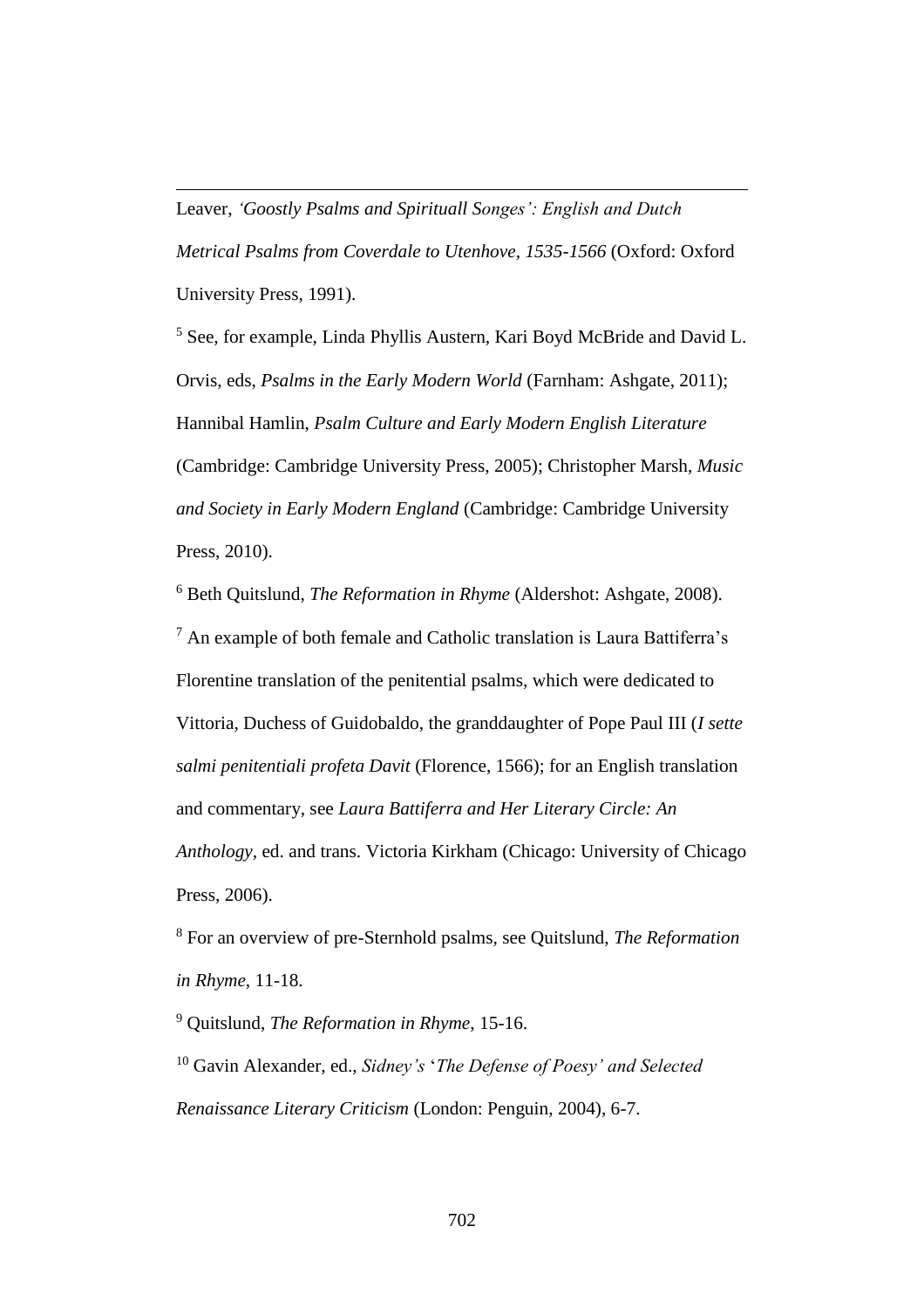Leaver, *'Goostly Psalms and Spirituall Songes': English and Dutch Metrical Psalms from Coverdale to Utenhove, 1535-1566* (Oxford: Oxford University Press, 1991).

[5] See, for example, Linda Phyllis Austern, Kari Boyd McBride and David L. Orvis, eds, *Psalms in the Early Modern World* (Farnham: Ashgate, 2011); Hannibal Hamlin, *Psalm Culture and Early Modern English Literature* (Cambridge: Cambridge University Press, 2005); Christopher Marsh, *Music and Society in Early Modern England* (Cambridge: Cambridge University Press, 2010).

[6] Beth Quitslund, *The Reformation in Rhyme* (Aldershot: Ashgate, 2008).

[7] An example of both female and Catholic translation is Laura Battiferra's Florentine translation of the penitential psalms, which were dedicated to Vittoria, Duchess of Guidobaldo, the granddaughter of Pope Paul III (*I sette salmi penitentiali profeta Davit* (Florence, 1566); for an English translation and commentary, see *Laura Battiferra and Her Literary Circle: An Anthology*, ed. and trans. Victoria Kirkham (Chicago: University of Chicago Press, 2006).

[8] For an overview of pre-Sternhold psalms, see Quitslund, *The Reformation in Rhyme*, 11-18.

[9] Quitslund, *The Reformation in Rhyme*, 15-16.

[10] Gavin Alexander, ed., *Sidney's 'The Defense of Poesy' and Selected Renaissance Literary Criticism* (London: Penguin, 2004), 6-7.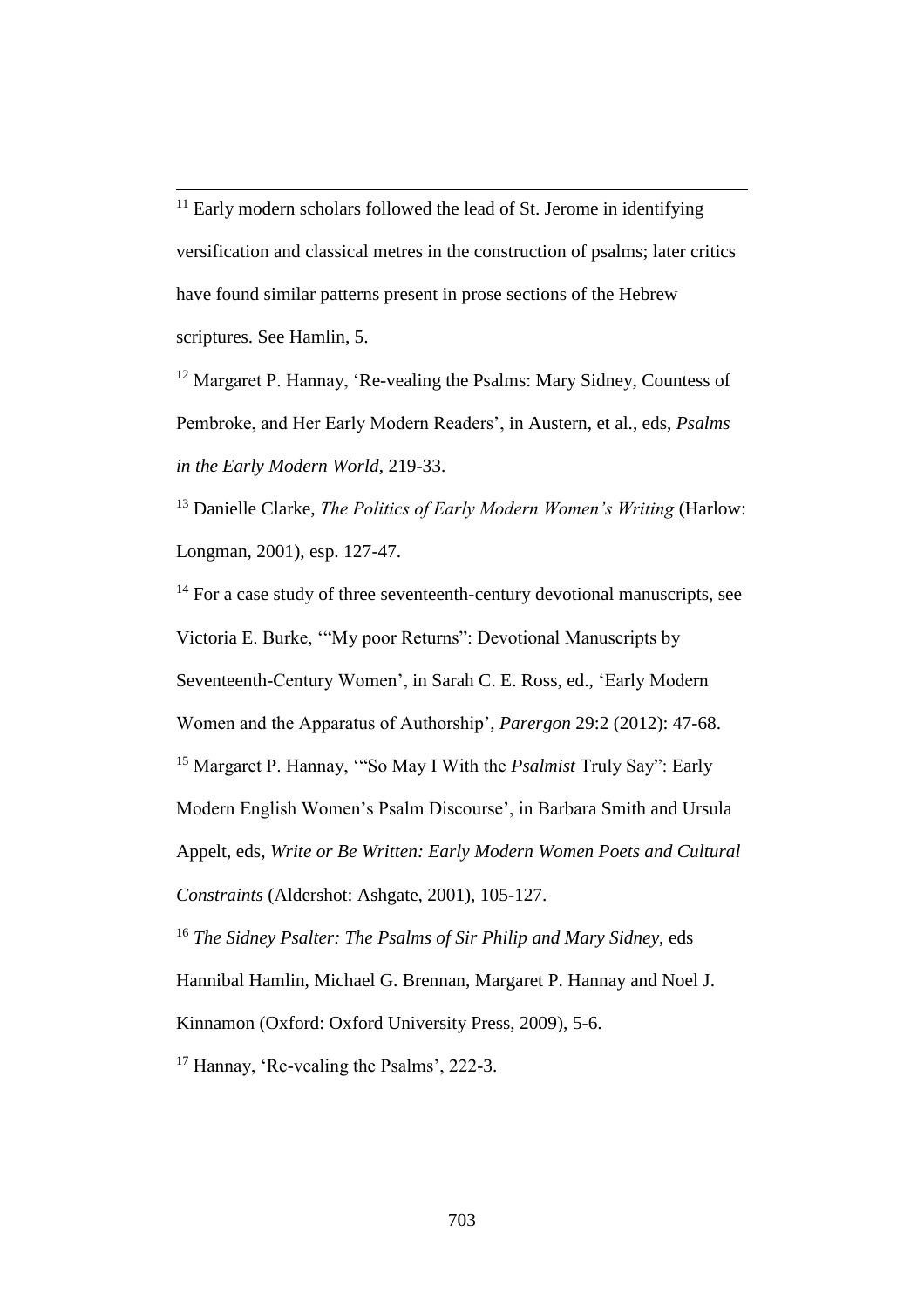[11] Early modern scholars followed the lead of St. Jerome in identifying versification and classical metres in the construction of psalms; later critics have found similar patterns present in prose sections of the Hebrew scriptures. See Hamlin, 5.

[12] Margaret P. Hannay, 'Re-vealing the Psalms: Mary Sidney, Countess of Pembroke, and Her Early Modern Readers', in Austern, et al., eds, *Psalms in the Early Modern World*, 219-33.

[13] Danielle Clarke, *The Politics of Early Modern Women's Writing* (Harlow: Longman, 2001), esp. 127-47.

[14] For a case study of three seventeenth-century devotional manuscripts, see Victoria E. Burke, '"My poor Returns": Devotional Manuscripts by Seventeenth-Century Women', in Sarah C. E. Ross, ed., 'Early Modern Women and the Apparatus of Authorship', *Parergon* 29:2 (2012): 47-68.

[15] Margaret P. Hannay, '"So May I With the *Psalmist* Truly Say": Early Modern English Women's Psalm Discourse', in Barbara Smith and Ursula Appelt, eds, *Write or Be Written: Early Modern Women Poets and Cultural Constraints* (Aldershot: Ashgate, 2001), 105-127.

[16] *The Sidney Psalter: The Psalms of Sir Philip and Mary Sidney*, eds Hannibal Hamlin, Michael G. Brennan, Margaret P. Hannay and Noel J. Kinnamon (Oxford: Oxford University Press, 2009), 5-6.

[17] Hannay, 'Re-vealing the Psalms', 222-3.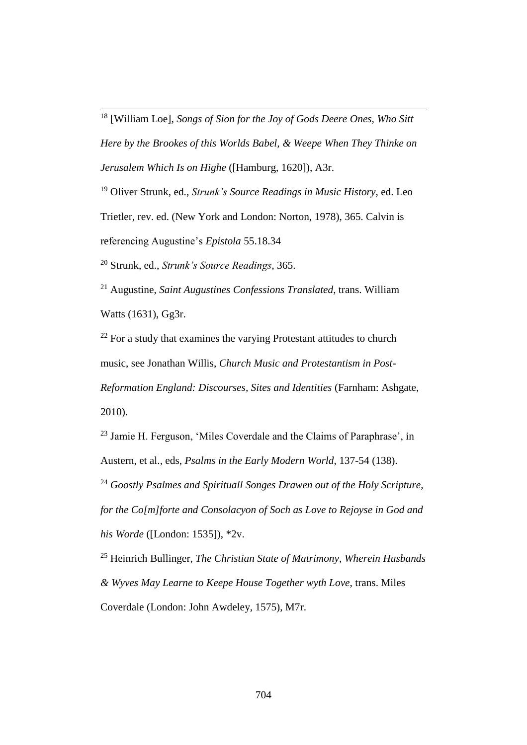[18] [William Loe], *Songs of Sion for the Joy of Gods Deere Ones, Who Sitt Here by the Brookes of this Worlds Babel, & Weepe When They Thinke on Jerusalem Which Is on Highe* ([Hamburg, 1620]), A3r.

[19] Oliver Strunk, ed., *Strunk's Source Readings in Music History*, ed. Leo Trietler, rev. ed. (New York and London: Norton, 1978), 365. Calvin is referencing Augustine's *Epistola* 55.18.34

[20] Strunk, ed., *Strunk's Source Readings*, 365.

[21] Augustine, *Saint Augustines Confessions Translated*, trans. William Watts (1631), Gg3r.

[22] For a study that examines the varying Protestant attitudes to church music, see Jonathan Willis, *Church Music and Protestantism in Post-Reformation England: Discourses, Sites and Identities* (Farnham: Ashgate, 2010).

[23] Jamie H. Ferguson, 'Miles Coverdale and the Claims of Paraphrase', in Austern, et al., eds, *Psalms in the Early Modern World*, 137-54 (138).

[24] *Goostly Psalmes and Spirituall Songes Drawen out of the Holy Scripture, for the Co[m]forte and Consolacyon of Soch as Love to Rejoyse in God and his Worde* ([London: 1535]), *2v.

[25] Heinrich Bullinger, *The Christian State of Matrimony, Wherein Husbands & Wyves May Learne to Keepe House Together wyth Love*, trans. Miles Coverdale (London: John Awdeley, 1575), M7r.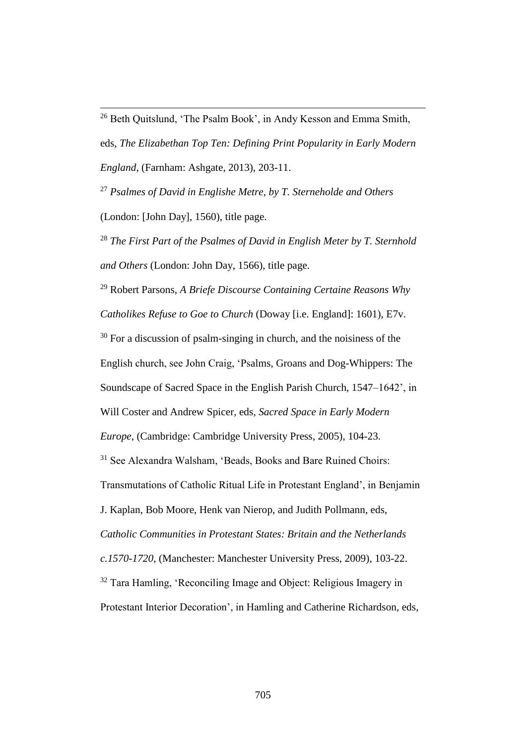[26] Beth Quitslund, 'The Psalm Book', in Andy Kesson and Emma Smith, eds, *The Elizabethan Top Ten: Defining Print Popularity in Early Modern England*, (Farnham: Ashgate, 2013), 203-11.

[27] *Psalmes of David in Englishe Metre, by T. Sterneholde and Others* (London: [John Day], 1560), title page.

[28] *The First Part of the Psalmes of David in English Meter by T. Sternhold and Others* (London: John Day, 1566), title page.

[29] Robert Parsons, *A Briefe Discourse Containing Certaine Reasons Why Catholikes Refuse to Goe to Church* (Doway [i.e. England]: 1601), E7v.

[30] For a discussion of psalm-singing in church, and the noisiness of the English church, see John Craig, 'Psalms, Groans and Dog-Whippers: The Soundscape of Sacred Space in the English Parish Church, 1547–1642', in Will Coster and Andrew Spicer, eds, *Sacred Space in Early Modern Europe*, (Cambridge: Cambridge University Press, 2005), 104-23.

[31] See Alexandra Walsham, 'Beads, Books and Bare Ruined Choirs: Transmutations of Catholic Ritual Life in Protestant England', in Benjamin J. Kaplan, Bob Moore, Henk van Nierop, and Judith Pollmann, eds, *Catholic Communities in Protestant States: Britain and the Netherlands c.1570-1720*, (Manchester: Manchester University Press, 2009), 103-22.

[32] Tara Hamling, 'Reconciling Image and Object: Religious Imagery in Protestant Interior Decoration', in Hamling and Catherine Richardson, eds,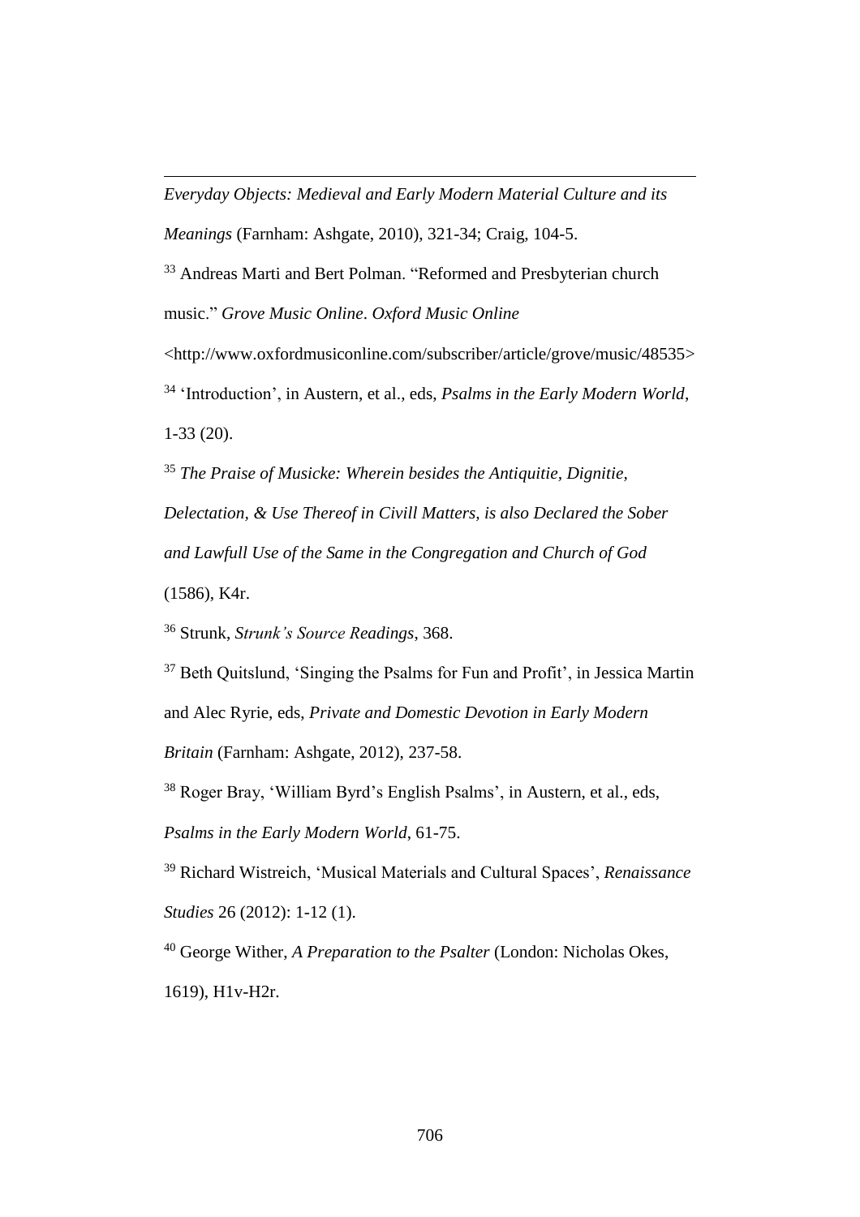*Everyday Objects: Medieval and Early Modern Material Culture and its Meanings* (Farnham: Ashgate, 2010), 321-34; Craig, 104-5.

[33] Andreas Marti and Bert Polman. "Reformed and Presbyterian church music." *Grove Music Online*. *Oxford Music Online* <http://www.oxfordmusiconline.com/subscriber/article/grove/music/48535>

[34] 'Introduction', in Austern, et al., eds, *Psalms in the Early Modern World*, 1-33 (20).

[35] *The Praise of Musicke: Wherein besides the Antiquitie, Dignitie, Delectation, & Use Thereof in Civill Matters, is also Declared the Sober and Lawfull Use of the Same in the Congregation and Church of God* (1586), K4r.

[36] Strunk, *Strunk's Source Readings*, 368.

[37] Beth Quitslund, 'Singing the Psalms for Fun and Profit', in Jessica Martin and Alec Ryrie, eds, *Private and Domestic Devotion in Early Modern Britain* (Farnham: Ashgate, 2012), 237-58.

[38] Roger Bray, 'William Byrd's English Psalms', in Austern, et al., eds, *Psalms in the Early Modern World*, 61-75.

[39] Richard Wistreich, 'Musical Materials and Cultural Spaces', *Renaissance Studies* 26 (2012): 1-12 (1).

[40] George Wither, *A Preparation to the Psalter* (London: Nicholas Okes, 1619), H1v-H2r.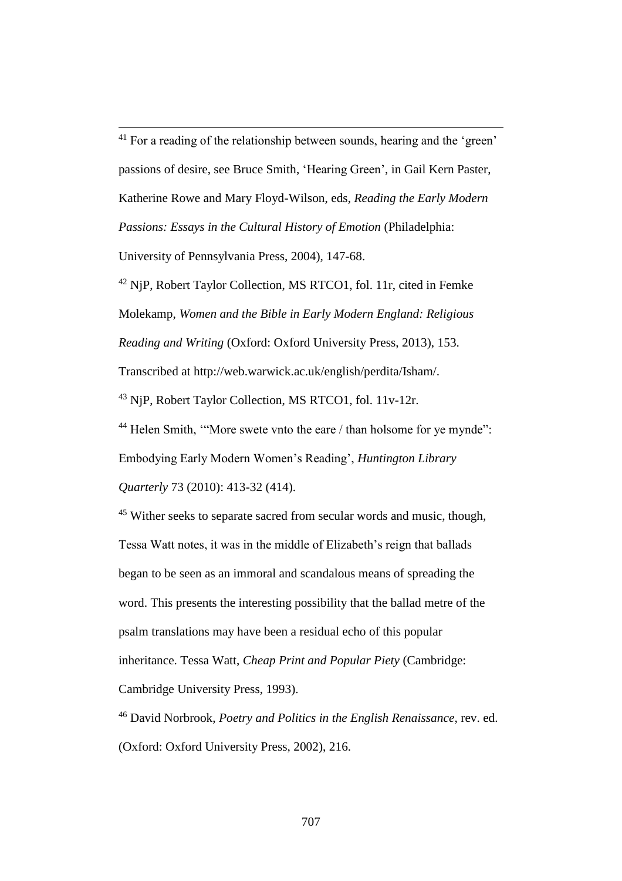[41] For a reading of the relationship between sounds, hearing and the 'green' passions of desire, see Bruce Smith, 'Hearing Green', in Gail Kern Paster, Katherine Rowe and Mary Floyd-Wilson, eds, *Reading the Early Modern Passions: Essays in the Cultural History of Emotion* (Philadelphia: University of Pennsylvania Press, 2004), 147-68.

[42] NjP, Robert Taylor Collection, MS RTCO1, fol. 11r, cited in Femke Molekamp, *Women and the Bible in Early Modern England: Religious Reading and Writing* (Oxford: Oxford University Press, 2013), 153. Transcribed at http://web.warwick.ac.uk/english/perdita/Isham/.

[43] NjP, Robert Taylor Collection, MS RTCO1, fol. 11v-12r.

[44] Helen Smith, '"More swete vnto the eare / than holsome for ye mynde": Embodying Early Modern Women's Reading', *Huntington Library Quarterly* 73 (2010): 413-32 (414).

[45] Wither seeks to separate sacred from secular words and music, though, Tessa Watt notes, it was in the middle of Elizabeth's reign that ballads began to be seen as an immoral and scandalous means of spreading the word. This presents the interesting possibility that the ballad metre of the psalm translations may have been a residual echo of this popular inheritance. Tessa Watt, *Cheap Print and Popular Piety* (Cambridge: Cambridge University Press, 1993).

[46] David Norbrook, *Poetry and Politics in the English Renaissance*, rev. ed. (Oxford: Oxford University Press, 2002), 216.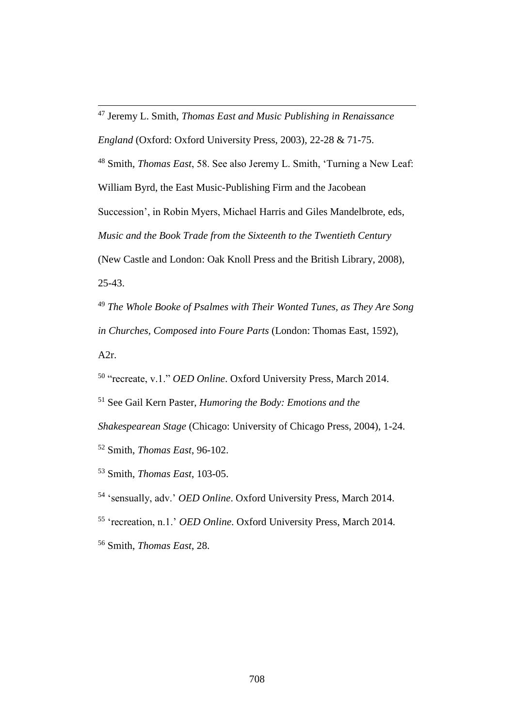[47] Jeremy L. Smith, *Thomas East and Music Publishing in Renaissance England* (Oxford: Oxford University Press, 2003), 22-28 & 71-75.

[48] Smith, *Thomas East*, 58. See also Jeremy L. Smith, 'Turning a New Leaf: William Byrd, the East Music-Publishing Firm and the Jacobean Succession', in Robin Myers, Michael Harris and Giles Mandelbrote, eds, *Music and the Book Trade from the Sixteenth to the Twentieth Century* (New Castle and London: Oak Knoll Press and the British Library, 2008), 25-43.

[49] *The Whole Booke of Psalmes with Their Wonted Tunes, as They Are Song in Churches, Composed into Foure Parts* (London: Thomas East, 1592), A2r.

[50] "recreate, v.1." *OED Online*. Oxford University Press, March 2014.

[51] See Gail Kern Paster, *Humoring the Body: Emotions and the Shakespearean Stage* (Chicago: University of Chicago Press, 2004), 1-24.

[52] Smith, *Thomas East*, 96-102.

[53] Smith, *Thomas East*, 103-05.

[54] 'sensually, adv.' *OED Online*. Oxford University Press, March 2014.

[55] 'recreation, n.1.' *OED Online*. Oxford University Press, March 2014.

[56] Smith, *Thomas East*, 28.